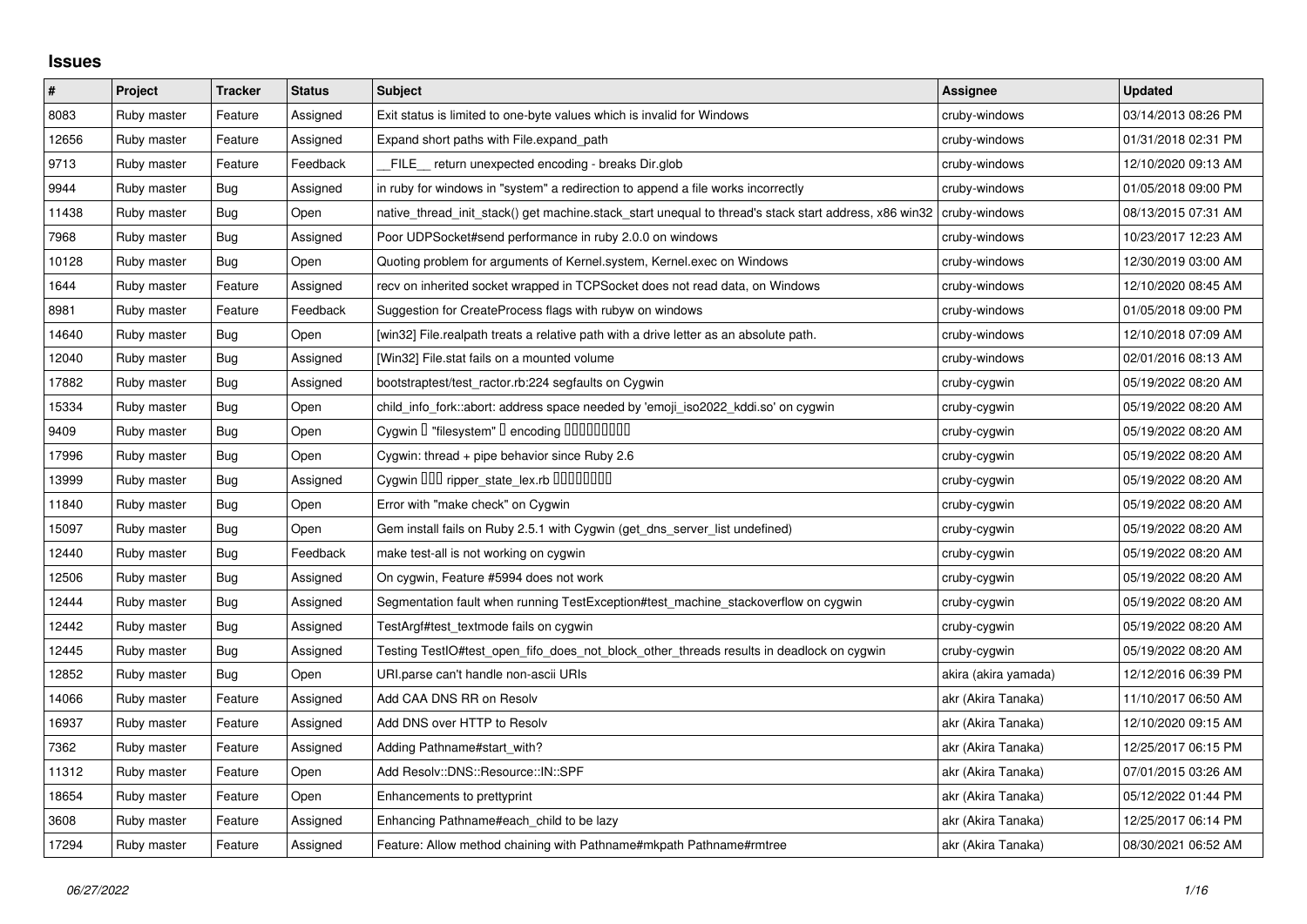## Issues

| # | Project | Tracker | Status | Subject | Assignee | Updated |
|---|---|---|---|---|---|---|
| 8083 | Ruby master | Feature | Assigned | Exit status is limited to one-byte values which is invalid for Windows | cruby-windows | 03/14/2013 08:26 PM |
| 12656 | Ruby master | Feature | Assigned | Expand short paths with File.expand_path | cruby-windows | 01/31/2018 02:31 PM |
| 9713 | Ruby master | Feature | Feedback | __FILE__ return unexpected encoding - breaks Dir.glob | cruby-windows | 12/10/2020 09:13 AM |
| 9944 | Ruby master | Bug | Assigned | in ruby for windows in "system" a redirection to append a file works incorrectly | cruby-windows | 01/05/2018 09:00 PM |
| 11438 | Ruby master | Bug | Open | native_thread_init_stack() get machine.stack_start unequal to thread's stack start address, x86 win32 | cruby-windows | 08/13/2015 07:31 AM |
| 7968 | Ruby master | Bug | Assigned | Poor UDPSocket#send performance in ruby 2.0.0 on windows | cruby-windows | 10/23/2017 12:23 AM |
| 10128 | Ruby master | Bug | Open | Quoting problem for arguments of Kernel.system, Kernel.exec on Windows | cruby-windows | 12/30/2019 03:00 AM |
| 1644 | Ruby master | Feature | Assigned | recv on inherited socket wrapped in TCPSocket does not read data, on Windows | cruby-windows | 12/10/2020 08:45 AM |
| 8981 | Ruby master | Feature | Feedback | Suggestion for CreateProcess flags with rubyw on windows | cruby-windows | 01/05/2018 09:00 PM |
| 14640 | Ruby master | Bug | Open | [win32] File.realpath treats a relative path with a drive letter as an absolute path. | cruby-windows | 12/10/2018 07:09 AM |
| 12040 | Ruby master | Bug | Assigned | [Win32] File.stat fails on a mounted volume | cruby-windows | 02/01/2016 08:13 AM |
| 17882 | Ruby master | Bug | Assigned | bootstraptest/test_ractor.rb:224 segfaults on Cygwin | cruby-cygwin | 05/19/2022 08:20 AM |
| 15334 | Ruby master | Bug | Open | child_info_fork::abort: address space needed by 'emoji_iso2022_kddi.so' on cygwin | cruby-cygwin | 05/19/2022 08:20 AM |
| 9409 | Ruby master | Bug | Open | Cygwin � "filesystem" � encoding ��������� | cruby-cygwin | 05/19/2022 08:20 AM |
| 17996 | Ruby master | Bug | Open | Cygwin: thread + pipe behavior since Ruby 2.6 | cruby-cygwin | 05/19/2022 08:20 AM |
| 13999 | Ruby master | Bug | Assigned | Cygwin ��� ripper_state_lex.rb �������� | cruby-cygwin | 05/19/2022 08:20 AM |
| 11840 | Ruby master | Bug | Open | Error with "make check" on Cygwin | cruby-cygwin | 05/19/2022 08:20 AM |
| 15097 | Ruby master | Bug | Open | Gem install fails on Ruby 2.5.1 with Cygwin (get_dns_server_list undefined) | cruby-cygwin | 05/19/2022 08:20 AM |
| 12440 | Ruby master | Bug | Feedback | make test-all is not working on cygwin | cruby-cygwin | 05/19/2022 08:20 AM |
| 12506 | Ruby master | Bug | Assigned | On cygwin, Feature #5994 does not work | cruby-cygwin | 05/19/2022 08:20 AM |
| 12444 | Ruby master | Bug | Assigned | Segmentation fault when running TestException#test_machine_stackoverflow on cygwin | cruby-cygwin | 05/19/2022 08:20 AM |
| 12442 | Ruby master | Bug | Assigned | TestArgf#test_textmode fails on cygwin | cruby-cygwin | 05/19/2022 08:20 AM |
| 12445 | Ruby master | Bug | Assigned | Testing TestIO#test_open_fifo_does_not_block_other_threads results in deadlock on cygwin | cruby-cygwin | 05/19/2022 08:20 AM |
| 12852 | Ruby master | Bug | Open | URI.parse can't handle non-ascii URIs | akira (akira yamada) | 12/12/2016 06:39 PM |
| 14066 | Ruby master | Feature | Assigned | Add CAA DNS RR on Resolv | akr (Akira Tanaka) | 11/10/2017 06:50 AM |
| 16937 | Ruby master | Feature | Assigned | Add DNS over HTTP to Resolv | akr (Akira Tanaka) | 12/10/2020 09:15 AM |
| 7362 | Ruby master | Feature | Assigned | Adding Pathname#start_with? | akr (Akira Tanaka) | 12/25/2017 06:15 PM |
| 11312 | Ruby master | Feature | Open | Add Resolv::DNS::Resource::IN::SPF | akr (Akira Tanaka) | 07/01/2015 03:26 AM |
| 18654 | Ruby master | Feature | Open | Enhancements to prettyprint | akr (Akira Tanaka) | 05/12/2022 01:44 PM |
| 3608 | Ruby master | Feature | Assigned | Enhancing Pathname#each_child to be lazy | akr (Akira Tanaka) | 12/25/2017 06:14 PM |
| 17294 | Ruby master | Feature | Assigned | Feature: Allow method chaining with Pathname#mkpath Pathname#rmtree | akr (Akira Tanaka) | 08/30/2021 06:52 AM |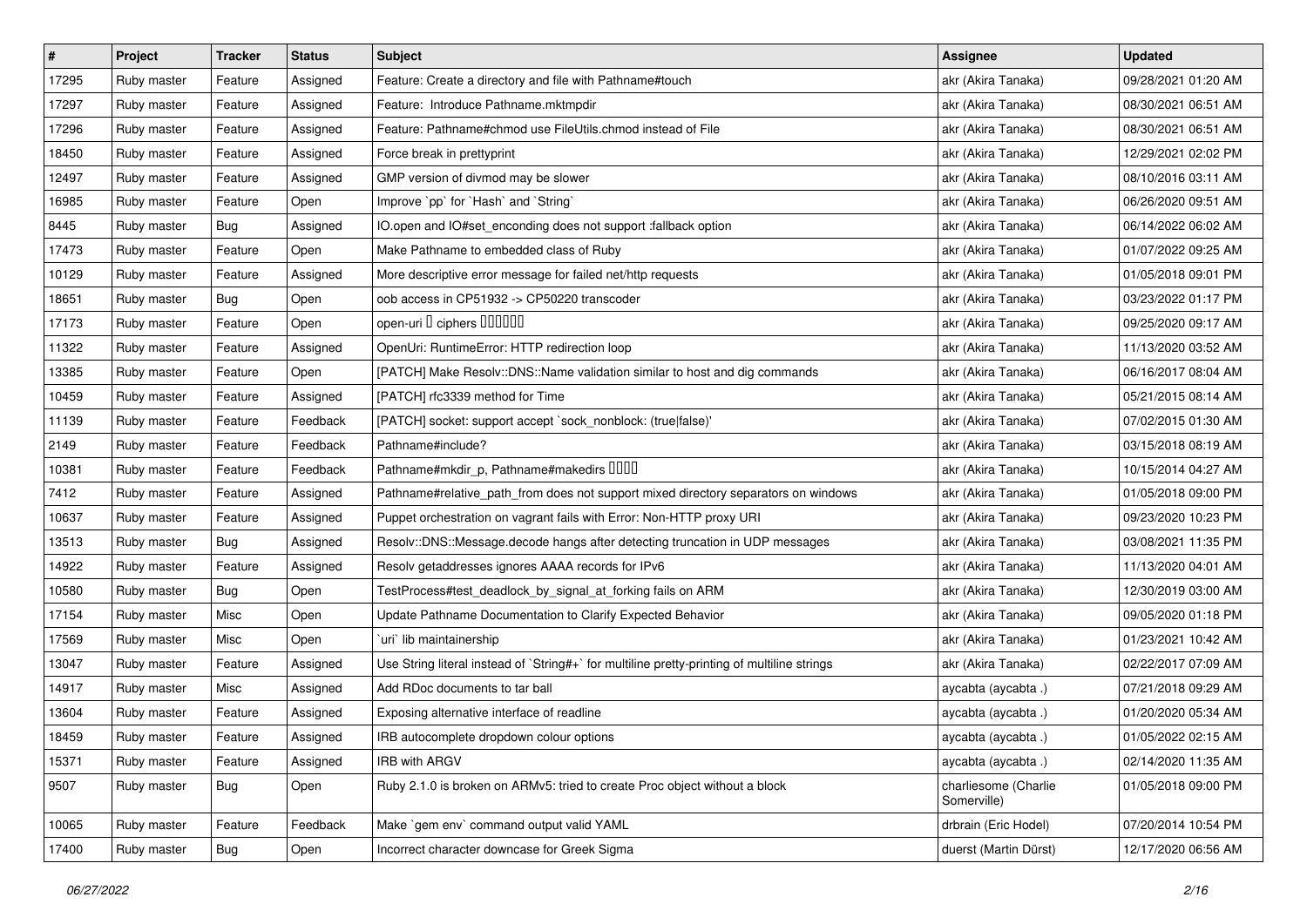| # | Project | Tracker | Status | Subject | Assignee | Updated |
|---|---|---|---|---|---|---|
| 17295 | Ruby master | Feature | Assigned | Feature: Create a directory and file with Pathname#touch | akr (Akira Tanaka) | 09/28/2021 01:20 AM |
| 17297 | Ruby master | Feature | Assigned | Feature:  Introduce Pathname.mktmpdir | akr (Akira Tanaka) | 08/30/2021 06:51 AM |
| 17296 | Ruby master | Feature | Assigned | Feature: Pathname#chmod use FileUtils.chmod instead of File | akr (Akira Tanaka) | 08/30/2021 06:51 AM |
| 18450 | Ruby master | Feature | Assigned | Force break in prettyprint | akr (Akira Tanaka) | 12/29/2021 02:02 PM |
| 12497 | Ruby master | Feature | Assigned | GMP version of divmod may be slower | akr (Akira Tanaka) | 08/10/2016 03:11 AM |
| 16985 | Ruby master | Feature | Open | Improve `pp` for `Hash` and `String` | akr (Akira Tanaka) | 06/26/2020 09:51 AM |
| 8445 | Ruby master | Bug | Assigned | IO.open and IO#set_enconding does not support :fallback option | akr (Akira Tanaka) | 06/14/2022 06:02 AM |
| 17473 | Ruby master | Feature | Open | Make Pathname to embedded class of Ruby | akr (Akira Tanaka) | 01/07/2022 09:25 AM |
| 10129 | Ruby master | Feature | Assigned | More descriptive error message for failed net/http requests | akr (Akira Tanaka) | 01/05/2018 09:01 PM |
| 18651 | Ruby master | Bug | Open | oob access in CP51932 -> CP50220 transcoder | akr (Akira Tanaka) | 03/23/2022 01:17 PM |
| 17173 | Ruby master | Feature | Open | open-uri � ciphers ������ | akr (Akira Tanaka) | 09/25/2020 09:17 AM |
| 11322 | Ruby master | Feature | Assigned | OpenUri: RuntimeError: HTTP redirection loop | akr (Akira Tanaka) | 11/13/2020 03:52 AM |
| 13385 | Ruby master | Feature | Open | [PATCH] Make Resolv::DNS::Name validation similar to host and dig commands | akr (Akira Tanaka) | 06/16/2017 08:04 AM |
| 10459 | Ruby master | Feature | Assigned | [PATCH] rfc3339 method for Time | akr (Akira Tanaka) | 05/21/2015 08:14 AM |
| 11139 | Ruby master | Feature | Feedback | [PATCH] socket: support accept `sock_nonblock: (true\|false)' | akr (Akira Tanaka) | 07/02/2015 01:30 AM |
| 2149 | Ruby master | Feature | Feedback | Pathname#include? | akr (Akira Tanaka) | 03/15/2018 08:19 AM |
| 10381 | Ruby master | Feature | Feedback | Pathname#mkdir_p, Pathname#makedirs ���� | akr (Akira Tanaka) | 10/15/2014 04:27 AM |
| 7412 | Ruby master | Feature | Assigned | Pathname#relative_path_from does not support mixed directory separators on windows | akr (Akira Tanaka) | 01/05/2018 09:00 PM |
| 10637 | Ruby master | Feature | Assigned | Puppet orchestration on vagrant fails with Error: Non-HTTP proxy URI | akr (Akira Tanaka) | 09/23/2020 10:23 PM |
| 13513 | Ruby master | Bug | Assigned | Resolv::DNS::Message.decode hangs after detecting truncation in UDP messages | akr (Akira Tanaka) | 03/08/2021 11:35 PM |
| 14922 | Ruby master | Feature | Assigned | Resolv getaddresses ignores AAAA records for IPv6 | akr (Akira Tanaka) | 11/13/2020 04:01 AM |
| 10580 | Ruby master | Bug | Open | TestProcess#test_deadlock_by_signal_at_forking fails on ARM | akr (Akira Tanaka) | 12/30/2019 03:00 AM |
| 17154 | Ruby master | Misc | Open | Update Pathname Documentation to Clarify Expected Behavior | akr (Akira Tanaka) | 09/05/2020 01:18 PM |
| 17569 | Ruby master | Misc | Open | `uri` lib maintainership | akr (Akira Tanaka) | 01/23/2021 10:42 AM |
| 13047 | Ruby master | Feature | Assigned | Use String literal instead of `String#+` for multiline pretty-printing of multiline strings | akr (Akira Tanaka) | 02/22/2017 07:09 AM |
| 14917 | Ruby master | Misc | Assigned | Add RDoc documents to tar ball | aycabta (aycabta .) | 07/21/2018 09:29 AM |
| 13604 | Ruby master | Feature | Assigned | Exposing alternative interface of readline | aycabta (aycabta .) | 01/20/2020 05:34 AM |
| 18459 | Ruby master | Feature | Assigned | IRB autocomplete dropdown colour options | aycabta (aycabta .) | 01/05/2022 02:15 AM |
| 15371 | Ruby master | Feature | Assigned | IRB with ARGV | aycabta (aycabta .) | 02/14/2020 11:35 AM |
| 9507 | Ruby master | Bug | Open | Ruby 2.1.0 is broken on ARMv5: tried to create Proc object without a block | charliesome (Charlie Somerville) | 01/05/2018 09:00 PM |
| 10065 | Ruby master | Feature | Feedback | Make `gem env` command output valid YAML | drbrain (Eric Hodel) | 07/20/2014 10:54 PM |
| 17400 | Ruby master | Bug | Open | Incorrect character downcase for Greek Sigma | duerst (Martin Dürst) | 12/17/2020 06:56 AM |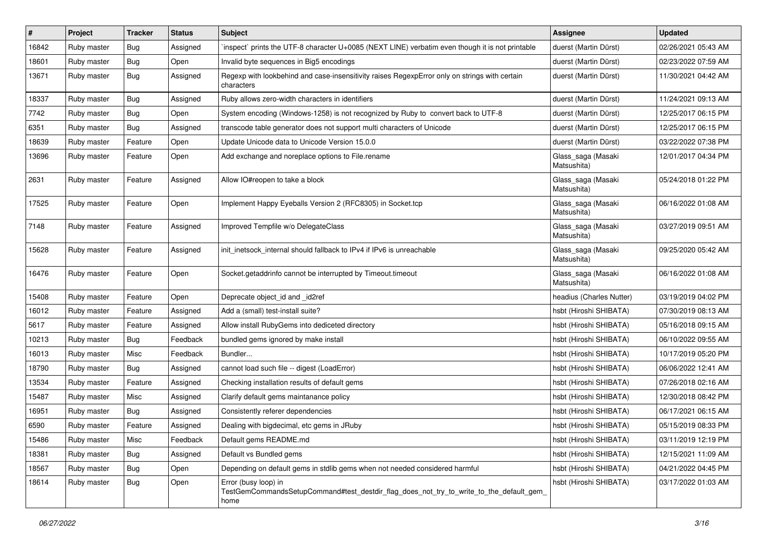| # | Project | Tracker | Status | Subject | Assignee | Updated |
|---|---|---|---|---|---|---|
| 16842 | Ruby master | Bug | Assigned | `inspect` prints the UTF-8 character U+0085 (NEXT LINE) verbatim even though it is not printable | duerst (Martin Dürst) | 02/26/2021 05:43 AM |
| 18601 | Ruby master | Bug | Open | Invalid byte sequences in Big5 encodings | duerst (Martin Dürst) | 02/23/2022 07:59 AM |
| 13671 | Ruby master | Bug | Assigned | Regexp with lookbehind and case-insensitivity raises RegexpError only on strings with certain characters | duerst (Martin Dürst) | 11/30/2021 04:42 AM |
| 18337 | Ruby master | Bug | Assigned | Ruby allows zero-width characters in identifiers | duerst (Martin Dürst) | 11/24/2021 09:13 AM |
| 7742 | Ruby master | Bug | Open | System encoding (Windows-1258) is not recognized by Ruby to convert back to UTF-8 | duerst (Martin Dürst) | 12/25/2017 06:15 PM |
| 6351 | Ruby master | Bug | Assigned | transcode table generator does not support multi characters of Unicode | duerst (Martin Dürst) | 12/25/2017 06:15 PM |
| 18639 | Ruby master | Feature | Open | Update Unicode data to Unicode Version 15.0.0 | duerst (Martin Dürst) | 03/22/2022 07:38 PM |
| 13696 | Ruby master | Feature | Open | Add exchange and noreplace options to File.rename | Glass_saga (Masaki Matsushita) | 12/01/2017 04:34 PM |
| 2631 | Ruby master | Feature | Assigned | Allow IO#reopen to take a block | Glass_saga (Masaki Matsushita) | 05/24/2018 01:22 PM |
| 17525 | Ruby master | Feature | Open | Implement Happy Eyeballs Version 2 (RFC8305) in Socket.tcp | Glass_saga (Masaki Matsushita) | 06/16/2022 01:08 AM |
| 7148 | Ruby master | Feature | Assigned | Improved Tempfile w/o DelegateClass | Glass_saga (Masaki Matsushita) | 03/27/2019 09:51 AM |
| 15628 | Ruby master | Feature | Assigned | init_inetsock_internal should fallback to IPv4 if IPv6 is unreachable | Glass_saga (Masaki Matsushita) | 09/25/2020 05:42 AM |
| 16476 | Ruby master | Feature | Open | Socket.getaddrinfo cannot be interrupted by Timeout.timeout | Glass_saga (Masaki Matsushita) | 06/16/2022 01:08 AM |
| 15408 | Ruby master | Feature | Open | Deprecate object_id and _id2ref | headius (Charles Nutter) | 03/19/2019 04:02 PM |
| 16012 | Ruby master | Feature | Assigned | Add a (small) test-install suite? | hsbt (Hiroshi SHIBATA) | 07/30/2019 08:13 AM |
| 5617 | Ruby master | Feature | Assigned | Allow install RubyGems into dediceted directory | hsbt (Hiroshi SHIBATA) | 05/16/2018 09:15 AM |
| 10213 | Ruby master | Bug | Feedback | bundled gems ignored by make install | hsbt (Hiroshi SHIBATA) | 06/10/2022 09:55 AM |
| 16013 | Ruby master | Misc | Feedback | Bundler... | hsbt (Hiroshi SHIBATA) | 10/17/2019 05:20 PM |
| 18790 | Ruby master | Bug | Assigned | cannot load such file -- digest (LoadError) | hsbt (Hiroshi SHIBATA) | 06/06/2022 12:41 AM |
| 13534 | Ruby master | Feature | Assigned | Checking installation results of default gems | hsbt (Hiroshi SHIBATA) | 07/26/2018 02:16 AM |
| 15487 | Ruby master | Misc | Assigned | Clarify default gems maintanance policy | hsbt (Hiroshi SHIBATA) | 12/30/2018 08:42 PM |
| 16951 | Ruby master | Bug | Assigned | Consistently referer dependencies | hsbt (Hiroshi SHIBATA) | 06/17/2021 06:15 AM |
| 6590 | Ruby master | Feature | Assigned | Dealing with bigdecimal, etc gems in JRuby | hsbt (Hiroshi SHIBATA) | 05/15/2019 08:33 PM |
| 15486 | Ruby master | Misc | Feedback | Default gems README.md | hsbt (Hiroshi SHIBATA) | 03/11/2019 12:19 PM |
| 18381 | Ruby master | Bug | Assigned | Default vs Bundled gems | hsbt (Hiroshi SHIBATA) | 12/15/2021 11:09 AM |
| 18567 | Ruby master | Bug | Open | Depending on default gems in stdlib gems when not needed considered harmful | hsbt (Hiroshi SHIBATA) | 04/21/2022 04:45 PM |
| 18614 | Ruby master | Bug | Open | Error (busy loop) in TestGemCommandsSetupCommand#test_destdir_flag_does_not_try_to_write_to_the_default_gem_home | hsbt (Hiroshi SHIBATA) | 03/17/2022 01:03 AM |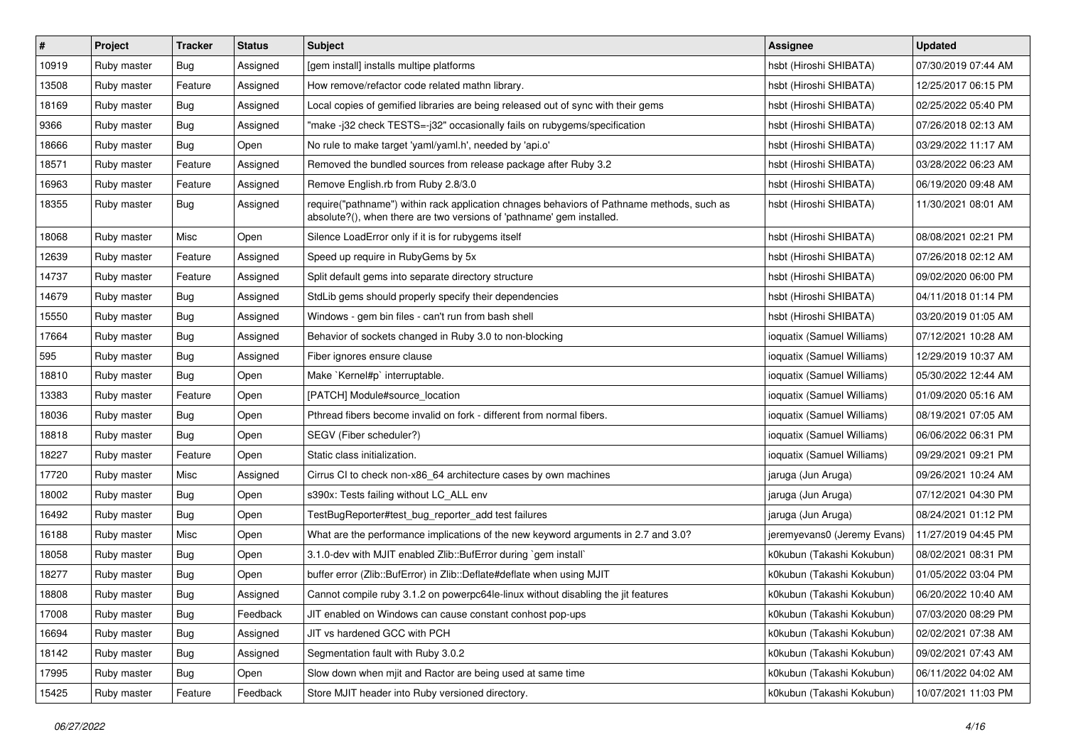| # | Project | Tracker | Status | Subject | Assignee | Updated |
|---|---|---|---|---|---|---|
| 10919 | Ruby master | Bug | Assigned | [gem install] installs multipe platforms | hsbt (Hiroshi SHIBATA) | 07/30/2019 07:44 AM |
| 13508 | Ruby master | Feature | Assigned | How remove/refactor code related mathn library. | hsbt (Hiroshi SHIBATA) | 12/25/2017 06:15 PM |
| 18169 | Ruby master | Bug | Assigned | Local copies of gemified libraries are being released out of sync with their gems | hsbt (Hiroshi SHIBATA) | 02/25/2022 05:40 PM |
| 9366 | Ruby master | Bug | Assigned | "make -j32 check TESTS=-j32" occasionally fails on rubygems/specification | hsbt (Hiroshi SHIBATA) | 07/26/2018 02:13 AM |
| 18666 | Ruby master | Bug | Open | No rule to make target 'yaml/yaml.h', needed by 'api.o' | hsbt (Hiroshi SHIBATA) | 03/29/2022 11:17 AM |
| 18571 | Ruby master | Feature | Assigned | Removed the bundled sources from release package after Ruby 3.2 | hsbt (Hiroshi SHIBATA) | 03/28/2022 06:23 AM |
| 16963 | Ruby master | Feature | Assigned | Remove English.rb from Ruby 2.8/3.0 | hsbt (Hiroshi SHIBATA) | 06/19/2020 09:48 AM |
| 18355 | Ruby master | Bug | Assigned | require("pathname") within rack application chnages behaviors of Pathname methods, such as absolute?(), when there are two versions of 'pathname' gem installed. | hsbt (Hiroshi SHIBATA) | 11/30/2021 08:01 AM |
| 18068 | Ruby master | Misc | Open | Silence LoadError only if it is for rubygems itself | hsbt (Hiroshi SHIBATA) | 08/08/2021 02:21 PM |
| 12639 | Ruby master | Feature | Assigned | Speed up require in RubyGems by 5x | hsbt (Hiroshi SHIBATA) | 07/26/2018 02:12 AM |
| 14737 | Ruby master | Feature | Assigned | Split default gems into separate directory structure | hsbt (Hiroshi SHIBATA) | 09/02/2020 06:00 PM |
| 14679 | Ruby master | Bug | Assigned | StdLib gems should properly specify their dependencies | hsbt (Hiroshi SHIBATA) | 04/11/2018 01:14 PM |
| 15550 | Ruby master | Bug | Assigned | Windows - gem bin files - can't run from bash shell | hsbt (Hiroshi SHIBATA) | 03/20/2019 01:05 AM |
| 17664 | Ruby master | Bug | Assigned | Behavior of sockets changed in Ruby 3.0 to non-blocking | ioquatix (Samuel Williams) | 07/12/2021 10:28 AM |
| 595 | Ruby master | Bug | Assigned | Fiber ignores ensure clause | ioquatix (Samuel Williams) | 12/29/2019 10:37 AM |
| 18810 | Ruby master | Bug | Open | Make `Kernel#p` interruptable. | ioquatix (Samuel Williams) | 05/30/2022 12:44 AM |
| 13383 | Ruby master | Feature | Open | [PATCH] Module#source_location | ioquatix (Samuel Williams) | 01/09/2020 05:16 AM |
| 18036 | Ruby master | Bug | Open | Pthread fibers become invalid on fork - different from normal fibers. | ioquatix (Samuel Williams) | 08/19/2021 07:05 AM |
| 18818 | Ruby master | Bug | Open | SEGV (Fiber scheduler?) | ioquatix (Samuel Williams) | 06/06/2022 06:31 PM |
| 18227 | Ruby master | Feature | Open | Static class initialization. | ioquatix (Samuel Williams) | 09/29/2021 09:21 PM |
| 17720 | Ruby master | Misc | Assigned | Cirrus CI to check non-x86_64 architecture cases by own machines | jaruga (Jun Aruga) | 09/26/2021 10:24 AM |
| 18002 | Ruby master | Bug | Open | s390x: Tests failing without LC_ALL env | jaruga (Jun Aruga) | 07/12/2021 04:30 PM |
| 16492 | Ruby master | Bug | Open | TestBugReporter#test_bug_reporter_add test failures | jaruga (Jun Aruga) | 08/24/2021 01:12 PM |
| 16188 | Ruby master | Misc | Open | What are the performance implications of the new keyword arguments in 2.7 and 3.0? | jeremyevans0 (Jeremy Evans) | 11/27/2019 04:45 PM |
| 18058 | Ruby master | Bug | Open | 3.1.0-dev with MJIT enabled Zlib::BufError during `gem install` | k0kubun (Takashi Kokubun) | 08/02/2021 08:31 PM |
| 18277 | Ruby master | Bug | Open | buffer error (Zlib::BufError) in Zlib::Deflate#deflate when using MJIT | k0kubun (Takashi Kokubun) | 01/05/2022 03:04 PM |
| 18808 | Ruby master | Bug | Assigned | Cannot compile ruby 3.1.2 on powerpc64le-linux without disabling the jit features | k0kubun (Takashi Kokubun) | 06/20/2022 10:40 AM |
| 17008 | Ruby master | Bug | Feedback | JIT enabled on Windows can cause constant conhost pop-ups | k0kubun (Takashi Kokubun) | 07/03/2020 08:29 PM |
| 16694 | Ruby master | Bug | Assigned | JIT vs hardened GCC with PCH | k0kubun (Takashi Kokubun) | 02/02/2021 07:38 AM |
| 18142 | Ruby master | Bug | Assigned | Segmentation fault with Ruby 3.0.2 | k0kubun (Takashi Kokubun) | 09/02/2021 07:43 AM |
| 17995 | Ruby master | Bug | Open | Slow down when mjit and Ractor are being used at same time | k0kubun (Takashi Kokubun) | 06/11/2022 04:02 AM |
| 15425 | Ruby master | Feature | Feedback | Store MJIT header into Ruby versioned directory. | k0kubun (Takashi Kokubun) | 10/07/2021 11:03 PM |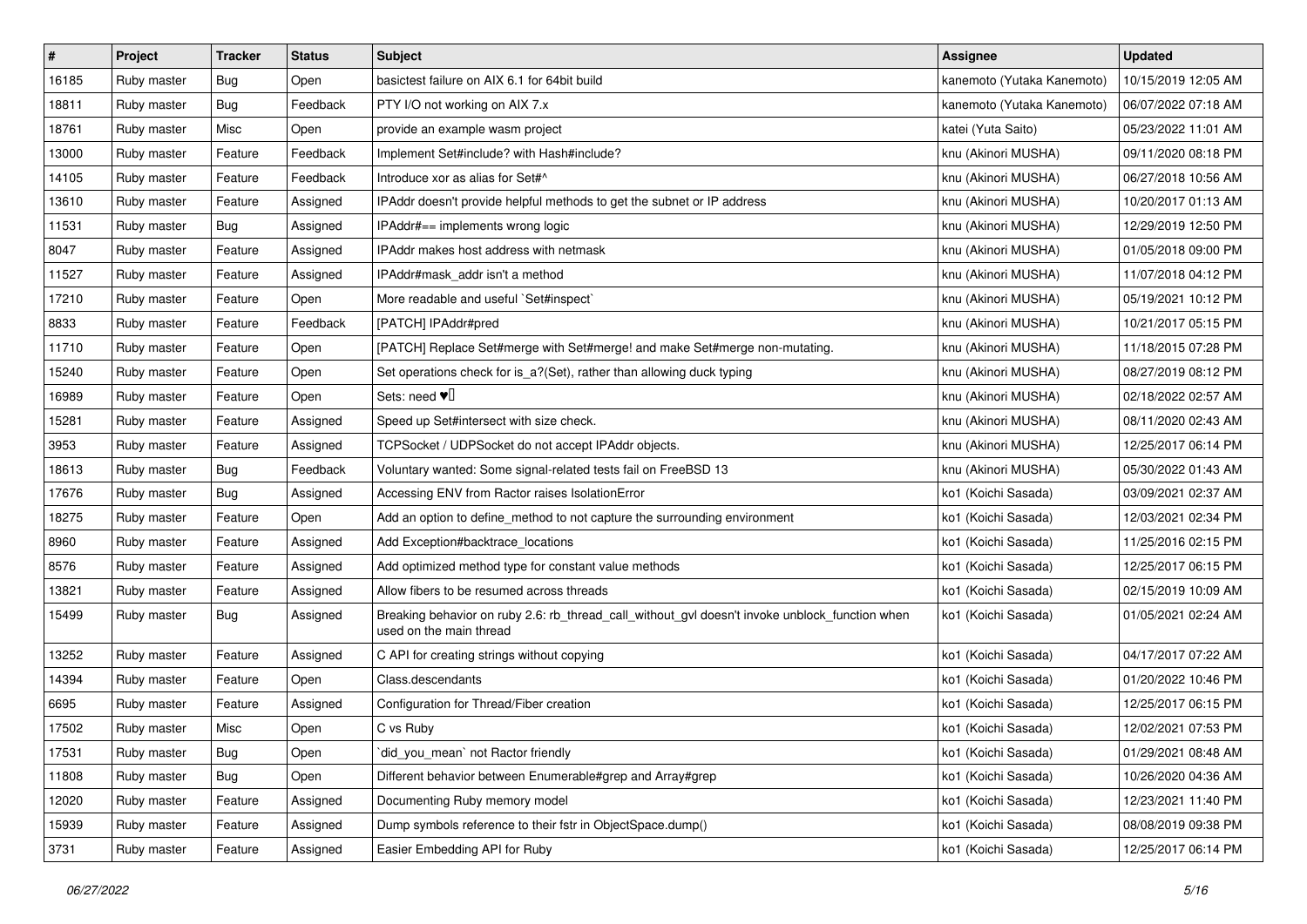| # | Project | Tracker | Status | Subject | Assignee | Updated |
|---|---|---|---|---|---|---|
| 16185 | Ruby master | Bug | Open | basictest failure on AIX 6.1 for 64bit build | kanemoto (Yutaka Kanemoto) | 10/15/2019 12:05 AM |
| 18811 | Ruby master | Bug | Feedback | PTY I/O not working on AIX 7.x | kanemoto (Yutaka Kanemoto) | 06/07/2022 07:18 AM |
| 18761 | Ruby master | Misc | Open | provide an example wasm project | katei (Yuta Saito) | 05/23/2022 11:01 AM |
| 13000 | Ruby master | Feature | Feedback | Implement Set#include? with Hash#include? | knu (Akinori MUSHA) | 09/11/2020 08:18 PM |
| 14105 | Ruby master | Feature | Feedback | Introduce xor as alias for Set#^ | knu (Akinori MUSHA) | 06/27/2018 10:56 AM |
| 13610 | Ruby master | Feature | Assigned | IPAddr doesn't provide helpful methods to get the subnet or IP address | knu (Akinori MUSHA) | 10/20/2017 01:13 AM |
| 11531 | Ruby master | Bug | Assigned | IPAddr#== implements wrong logic | knu (Akinori MUSHA) | 12/29/2019 12:50 PM |
| 8047 | Ruby master | Feature | Assigned | IPAddr makes host address with netmask | knu (Akinori MUSHA) | 01/05/2018 09:00 PM |
| 11527 | Ruby master | Feature | Assigned | IPAddr#mask_addr isn't a method | knu (Akinori MUSHA) | 11/07/2018 04:12 PM |
| 17210 | Ruby master | Feature | Open | More readable and useful `Set#inspect` | knu (Akinori MUSHA) | 05/19/2021 10:12 PM |
| 8833 | Ruby master | Feature | Feedback | [PATCH] IPAddr#pred | knu (Akinori MUSHA) | 10/21/2017 05:15 PM |
| 11710 | Ruby master | Feature | Open | [PATCH] Replace Set#merge with Set#merge! and make Set#merge non-mutating. | knu (Akinori MUSHA) | 11/18/2015 07:28 PM |
| 15240 | Ruby master | Feature | Open | Set operations check for is_a?(Set), rather than allowing duck typing | knu (Akinori MUSHA) | 08/27/2019 08:12 PM |
| 16989 | Ruby master | Feature | Open | Sets: need ♥️ | knu (Akinori MUSHA) | 02/18/2022 02:57 AM |
| 15281 | Ruby master | Feature | Assigned | Speed up Set#intersect with size check. | knu (Akinori MUSHA) | 08/11/2020 02:43 AM |
| 3953 | Ruby master | Feature | Assigned | TCPSocket / UDPSocket do not accept IPAddr objects. | knu (Akinori MUSHA) | 12/25/2017 06:14 PM |
| 18613 | Ruby master | Bug | Feedback | Voluntary wanted: Some signal-related tests fail on FreeBSD 13 | knu (Akinori MUSHA) | 05/30/2022 01:43 AM |
| 17676 | Ruby master | Bug | Assigned | Accessing ENV from Ractor raises IsolationError | ko1 (Koichi Sasada) | 03/09/2021 02:37 AM |
| 18275 | Ruby master | Feature | Open | Add an option to define_method to not capture the surrounding environment | ko1 (Koichi Sasada) | 12/03/2021 02:34 PM |
| 8960 | Ruby master | Feature | Assigned | Add Exception#backtrace_locations | ko1 (Koichi Sasada) | 11/25/2016 02:15 PM |
| 8576 | Ruby master | Feature | Assigned | Add optimized method type for constant value methods | ko1 (Koichi Sasada) | 12/25/2017 06:15 PM |
| 13821 | Ruby master | Feature | Assigned | Allow fibers to be resumed across threads | ko1 (Koichi Sasada) | 02/15/2019 10:09 AM |
| 15499 | Ruby master | Bug | Assigned | Breaking behavior on ruby 2.6: rb_thread_call_without_gvl doesn't invoke unblock_function when used on the main thread | ko1 (Koichi Sasada) | 01/05/2021 02:24 AM |
| 13252 | Ruby master | Feature | Assigned | C API for creating strings without copying | ko1 (Koichi Sasada) | 04/17/2017 07:22 AM |
| 14394 | Ruby master | Feature | Open | Class.descendants | ko1 (Koichi Sasada) | 01/20/2022 10:46 PM |
| 6695 | Ruby master | Feature | Assigned | Configuration for Thread/Fiber creation | ko1 (Koichi Sasada) | 12/25/2017 06:15 PM |
| 17502 | Ruby master | Misc | Open | C vs Ruby | ko1 (Koichi Sasada) | 12/02/2021 07:53 PM |
| 17531 | Ruby master | Bug | Open | `did_you_mean` not Ractor friendly | ko1 (Koichi Sasada) | 01/29/2021 08:48 AM |
| 11808 | Ruby master | Bug | Open | Different behavior between Enumerable#grep and Array#grep | ko1 (Koichi Sasada) | 10/26/2020 04:36 AM |
| 12020 | Ruby master | Feature | Assigned | Documenting Ruby memory model | ko1 (Koichi Sasada) | 12/23/2021 11:40 PM |
| 15939 | Ruby master | Feature | Assigned | Dump symbols reference to their fstr in ObjectSpace.dump() | ko1 (Koichi Sasada) | 08/08/2019 09:38 PM |
| 3731 | Ruby master | Feature | Assigned | Easier Embedding API for Ruby | ko1 (Koichi Sasada) | 12/25/2017 06:14 PM |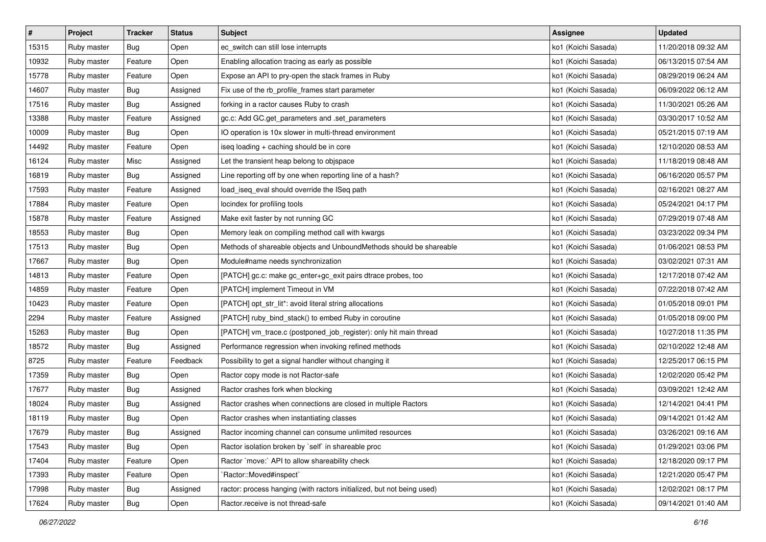| # | Project | Tracker | Status | Subject | Assignee | Updated |
|---|---|---|---|---|---|---|
| 15315 | Ruby master | Bug | Open | ec_switch can still lose interrupts | ko1 (Koichi Sasada) | 11/20/2018 09:32 AM |
| 10932 | Ruby master | Feature | Open | Enabling allocation tracing as early as possible | ko1 (Koichi Sasada) | 06/13/2015 07:54 AM |
| 15778 | Ruby master | Feature | Open | Expose an API to pry-open the stack frames in Ruby | ko1 (Koichi Sasada) | 08/29/2019 06:24 AM |
| 14607 | Ruby master | Bug | Assigned | Fix use of the rb_profile_frames start parameter | ko1 (Koichi Sasada) | 06/09/2022 06:12 AM |
| 17516 | Ruby master | Bug | Assigned | forking in a ractor causes Ruby to crash | ko1 (Koichi Sasada) | 11/30/2021 05:26 AM |
| 13388 | Ruby master | Feature | Assigned | gc.c: Add GC.get_parameters and .set_parameters | ko1 (Koichi Sasada) | 03/30/2017 10:52 AM |
| 10009 | Ruby master | Bug | Open | IO operation is 10x slower in multi-thread environment | ko1 (Koichi Sasada) | 05/21/2015 07:19 AM |
| 14492 | Ruby master | Feature | Open | iseq loading + caching should be in core | ko1 (Koichi Sasada) | 12/10/2020 08:53 AM |
| 16124 | Ruby master | Misc | Assigned | Let the transient heap belong to objspace | ko1 (Koichi Sasada) | 11/18/2019 08:48 AM |
| 16819 | Ruby master | Bug | Assigned | Line reporting off by one when reporting line of a hash? | ko1 (Koichi Sasada) | 06/16/2020 05:57 PM |
| 17593 | Ruby master | Feature | Assigned | load_iseq_eval should override the ISeq path | ko1 (Koichi Sasada) | 02/16/2021 08:27 AM |
| 17884 | Ruby master | Feature | Open | locindex for profiling tools | ko1 (Koichi Sasada) | 05/24/2021 04:17 PM |
| 15878 | Ruby master | Feature | Assigned | Make exit faster by not running GC | ko1 (Koichi Sasada) | 07/29/2019 07:48 AM |
| 18553 | Ruby master | Bug | Open | Memory leak on compiling method call with kwargs | ko1 (Koichi Sasada) | 03/23/2022 09:34 PM |
| 17513 | Ruby master | Bug | Open | Methods of shareable objects and UnboundMethods should be shareable | ko1 (Koichi Sasada) | 01/06/2021 08:53 PM |
| 17667 | Ruby master | Bug | Open | Module#name needs synchronization | ko1 (Koichi Sasada) | 03/02/2021 07:31 AM |
| 14813 | Ruby master | Feature | Open | [PATCH] gc.c: make gc_enter+gc_exit pairs dtrace probes, too | ko1 (Koichi Sasada) | 12/17/2018 07:42 AM |
| 14859 | Ruby master | Feature | Open | [PATCH] implement Timeout in VM | ko1 (Koichi Sasada) | 07/22/2018 07:42 AM |
| 10423 | Ruby master | Feature | Open | [PATCH] opt_str_lit*: avoid literal string allocations | ko1 (Koichi Sasada) | 01/05/2018 09:01 PM |
| 2294 | Ruby master | Feature | Assigned | [PATCH] ruby_bind_stack() to embed Ruby in coroutine | ko1 (Koichi Sasada) | 01/05/2018 09:00 PM |
| 15263 | Ruby master | Bug | Open | [PATCH] vm_trace.c (postponed_job_register): only hit main thread | ko1 (Koichi Sasada) | 10/27/2018 11:35 PM |
| 18572 | Ruby master | Bug | Assigned | Performance regression when invoking refined methods | ko1 (Koichi Sasada) | 02/10/2022 12:48 AM |
| 8725 | Ruby master | Feature | Feedback | Possibility to get a signal handler without changing it | ko1 (Koichi Sasada) | 12/25/2017 06:15 PM |
| 17359 | Ruby master | Bug | Open | Ractor copy mode is not Ractor-safe | ko1 (Koichi Sasada) | 12/02/2020 05:42 PM |
| 17677 | Ruby master | Bug | Assigned | Ractor crashes fork when blocking | ko1 (Koichi Sasada) | 03/09/2021 12:42 AM |
| 18024 | Ruby master | Bug | Assigned | Ractor crashes when connections are closed in multiple Ractors | ko1 (Koichi Sasada) | 12/14/2021 04:41 PM |
| 18119 | Ruby master | Bug | Open | Ractor crashes when instantiating classes | ko1 (Koichi Sasada) | 09/14/2021 01:42 AM |
| 17679 | Ruby master | Bug | Assigned | Ractor incoming channel can consume unlimited resources | ko1 (Koichi Sasada) | 03/26/2021 09:16 AM |
| 17543 | Ruby master | Bug | Open | Ractor isolation broken by `self` in shareable proc | ko1 (Koichi Sasada) | 01/29/2021 03:06 PM |
| 17404 | Ruby master | Feature | Open | Ractor `move:` API to allow shareability check | ko1 (Koichi Sasada) | 12/18/2020 09:17 PM |
| 17393 | Ruby master | Feature | Open | `Ractor::Moved#inspect` | ko1 (Koichi Sasada) | 12/21/2020 05:47 PM |
| 17998 | Ruby master | Bug | Assigned | ractor: process hanging (with ractors initialized, but not being used) | ko1 (Koichi Sasada) | 12/02/2021 08:17 PM |
| 17624 | Ruby master | Bug | Open | Ractor.receive is not thread-safe | ko1 (Koichi Sasada) | 09/14/2021 01:40 AM |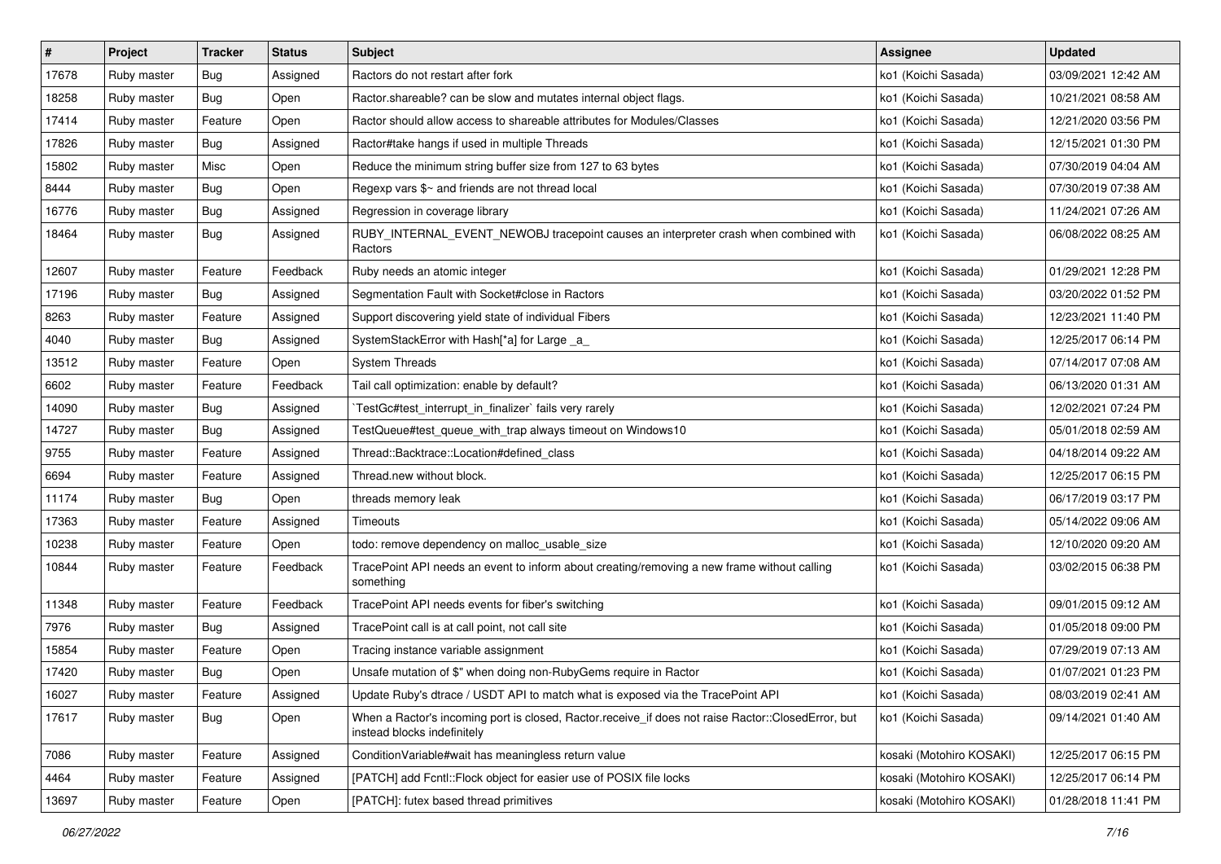| # | Project | Tracker | Status | Subject | Assignee | Updated |
|---|---|---|---|---|---|---|
| 17678 | Ruby master | Bug | Assigned | Ractors do not restart after fork | ko1 (Koichi Sasada) | 03/09/2021 12:42 AM |
| 18258 | Ruby master | Bug | Open | Ractor.shareable? can be slow and mutates internal object flags. | ko1 (Koichi Sasada) | 10/21/2021 08:58 AM |
| 17414 | Ruby master | Feature | Open | Ractor should allow access to shareable attributes for Modules/Classes | ko1 (Koichi Sasada) | 12/21/2020 03:56 PM |
| 17826 | Ruby master | Bug | Assigned | Ractor#take hangs if used in multiple Threads | ko1 (Koichi Sasada) | 12/15/2021 01:30 PM |
| 15802 | Ruby master | Misc | Open | Reduce the minimum string buffer size from 127 to 63 bytes | ko1 (Koichi Sasada) | 07/30/2019 04:04 AM |
| 8444 | Ruby master | Bug | Open | Regexp vars $~ and friends are not thread local | ko1 (Koichi Sasada) | 07/30/2019 07:38 AM |
| 16776 | Ruby master | Bug | Assigned | Regression in coverage library | ko1 (Koichi Sasada) | 11/24/2021 07:26 AM |
| 18464 | Ruby master | Bug | Assigned | RUBY_INTERNAL_EVENT_NEWOBJ tracepoint causes an interpreter crash when combined with Ractors | ko1 (Koichi Sasada) | 06/08/2022 08:25 AM |
| 12607 | Ruby master | Feature | Feedback | Ruby needs an atomic integer | ko1 (Koichi Sasada) | 01/29/2021 12:28 PM |
| 17196 | Ruby master | Bug | Assigned | Segmentation Fault with Socket#close in Ractors | ko1 (Koichi Sasada) | 03/20/2022 01:52 PM |
| 8263 | Ruby master | Feature | Assigned | Support discovering yield state of individual Fibers | ko1 (Koichi Sasada) | 12/23/2021 11:40 PM |
| 4040 | Ruby master | Bug | Assigned | SystemStackError with Hash[*a] for Large _a_ | ko1 (Koichi Sasada) | 12/25/2017 06:14 PM |
| 13512 | Ruby master | Feature | Open | System Threads | ko1 (Koichi Sasada) | 07/14/2017 07:08 AM |
| 6602 | Ruby master | Feature | Feedback | Tail call optimization: enable by default? | ko1 (Koichi Sasada) | 06/13/2020 01:31 AM |
| 14090 | Ruby master | Bug | Assigned | `TestGc#test_interrupt_in_finalizer` fails very rarely | ko1 (Koichi Sasada) | 12/02/2021 07:24 PM |
| 14727 | Ruby master | Bug | Assigned | TestQueue#test_queue_with_trap always timeout on Windows10 | ko1 (Koichi Sasada) | 05/01/2018 02:59 AM |
| 9755 | Ruby master | Feature | Assigned | Thread::Backtrace::Location#defined_class | ko1 (Koichi Sasada) | 04/18/2014 09:22 AM |
| 6694 | Ruby master | Feature | Assigned | Thread.new without block. | ko1 (Koichi Sasada) | 12/25/2017 06:15 PM |
| 11174 | Ruby master | Bug | Open | threads memory leak | ko1 (Koichi Sasada) | 06/17/2019 03:17 PM |
| 17363 | Ruby master | Feature | Assigned | Timeouts | ko1 (Koichi Sasada) | 05/14/2022 09:06 AM |
| 10238 | Ruby master | Feature | Open | todo: remove dependency on malloc_usable_size | ko1 (Koichi Sasada) | 12/10/2020 09:20 AM |
| 10844 | Ruby master | Feature | Feedback | TracePoint API needs an event to inform about creating/removing a new frame without calling something | ko1 (Koichi Sasada) | 03/02/2015 06:38 PM |
| 11348 | Ruby master | Feature | Feedback | TracePoint API needs events for fiber's switching | ko1 (Koichi Sasada) | 09/01/2015 09:12 AM |
| 7976 | Ruby master | Bug | Assigned | TracePoint call is at call point, not call site | ko1 (Koichi Sasada) | 01/05/2018 09:00 PM |
| 15854 | Ruby master | Feature | Open | Tracing instance variable assignment | ko1 (Koichi Sasada) | 07/29/2019 07:13 AM |
| 17420 | Ruby master | Bug | Open | Unsafe mutation of $" when doing non-RubyGems require in Ractor | ko1 (Koichi Sasada) | 01/07/2021 01:23 PM |
| 16027 | Ruby master | Feature | Assigned | Update Ruby's dtrace / USDT API to match what is exposed via the TracePoint API | ko1 (Koichi Sasada) | 08/03/2019 02:41 AM |
| 17617 | Ruby master | Bug | Open | When a Ractor's incoming port is closed, Ractor.receive_if does not raise Ractor::ClosedError, but instead blocks indefinitely | ko1 (Koichi Sasada) | 09/14/2021 01:40 AM |
| 7086 | Ruby master | Feature | Assigned | ConditionVariable#wait has meaningless return value | kosaki (Motohiro KOSAKI) | 12/25/2017 06:15 PM |
| 4464 | Ruby master | Feature | Assigned | [PATCH] add Fcntl::Flock object for easier use of POSIX file locks | kosaki (Motohiro KOSAKI) | 12/25/2017 06:14 PM |
| 13697 | Ruby master | Feature | Open | [PATCH]: futex based thread primitives | kosaki (Motohiro KOSAKI) | 01/28/2018 11:41 PM |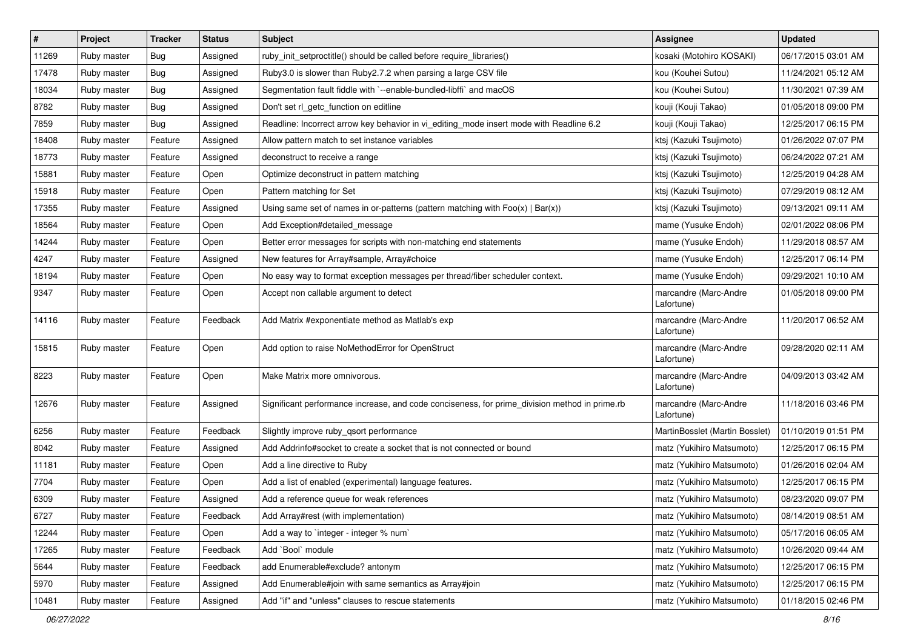| # | Project | Tracker | Status | Subject | Assignee | Updated |
|---|---|---|---|---|---|---|
| 11269 | Ruby master | Bug | Assigned | ruby_init_setproctitle() should be called before require_libraries() | kosaki (Motohiro KOSAKI) | 06/17/2015 03:01 AM |
| 17478 | Ruby master | Bug | Assigned | Ruby3.0 is slower than Ruby2.7.2 when parsing a large CSV file | kou (Kouhei Sutou) | 11/24/2021 05:12 AM |
| 18034 | Ruby master | Bug | Assigned | Segmentation fault fiddle with `--enable-bundled-libffi` and macOS | kou (Kouhei Sutou) | 11/30/2021 07:39 AM |
| 8782 | Ruby master | Bug | Assigned | Don't set rl_getc_function on editline | kouji (Kouji Takao) | 01/05/2018 09:00 PM |
| 7859 | Ruby master | Bug | Assigned | Readline: Incorrect arrow key behavior in vi_editing_mode insert mode with Readline 6.2 | kouji (Kouji Takao) | 12/25/2017 06:15 PM |
| 18408 | Ruby master | Feature | Assigned | Allow pattern match to set instance variables | ktsj (Kazuki Tsujimoto) | 01/26/2022 07:07 PM |
| 18773 | Ruby master | Feature | Assigned | deconstruct to receive a range | ktsj (Kazuki Tsujimoto) | 06/24/2022 07:21 AM |
| 15881 | Ruby master | Feature | Open | Optimize deconstruct in pattern matching | ktsj (Kazuki Tsujimoto) | 12/25/2019 04:28 AM |
| 15918 | Ruby master | Feature | Open | Pattern matching for Set | ktsj (Kazuki Tsujimoto) | 07/29/2019 08:12 AM |
| 17355 | Ruby master | Feature | Assigned | Using same set of names in or-patterns (pattern matching with Foo(x) \| Bar(x)) | ktsj (Kazuki Tsujimoto) | 09/13/2021 09:11 AM |
| 18564 | Ruby master | Feature | Open | Add Exception#detailed_message | mame (Yusuke Endoh) | 02/01/2022 08:06 PM |
| 14244 | Ruby master | Feature | Open | Better error messages for scripts with non-matching end statements | mame (Yusuke Endoh) | 11/29/2018 08:57 AM |
| 4247 | Ruby master | Feature | Assigned | New features for Array#sample, Array#choice | mame (Yusuke Endoh) | 12/25/2017 06:14 PM |
| 18194 | Ruby master | Feature | Open | No easy way to format exception messages per thread/fiber scheduler context. | mame (Yusuke Endoh) | 09/29/2021 10:10 AM |
| 9347 | Ruby master | Feature | Open | Accept non callable argument to detect | marcandre (Marc-Andre Lafortune) | 01/05/2018 09:00 PM |
| 14116 | Ruby master | Feature | Feedback | Add Matrix #exponentiate method as Matlab's exp | marcandre (Marc-Andre Lafortune) | 11/20/2017 06:52 AM |
| 15815 | Ruby master | Feature | Open | Add option to raise NoMethodError for OpenStruct | marcandre (Marc-Andre Lafortune) | 09/28/2020 02:11 AM |
| 8223 | Ruby master | Feature | Open | Make Matrix more omnivorous. | marcandre (Marc-Andre Lafortune) | 04/09/2013 03:42 AM |
| 12676 | Ruby master | Feature | Assigned | Significant performance increase, and code conciseness, for prime_division method in prime.rb | marcandre (Marc-Andre Lafortune) | 11/18/2016 03:46 PM |
| 6256 | Ruby master | Feature | Feedback | Slightly improve ruby_qsort performance | MartinBosslet (Martin Bosslet) | 01/10/2019 01:51 PM |
| 8042 | Ruby master | Feature | Assigned | Add Addrinfo#socket to create a socket that is not connected or bound | matz (Yukihiro Matsumoto) | 12/25/2017 06:15 PM |
| 11181 | Ruby master | Feature | Open | Add a line directive to Ruby | matz (Yukihiro Matsumoto) | 01/26/2016 02:04 AM |
| 7704 | Ruby master | Feature | Open | Add a list of enabled (experimental) language features. | matz (Yukihiro Matsumoto) | 12/25/2017 06:15 PM |
| 6309 | Ruby master | Feature | Assigned | Add a reference queue for weak references | matz (Yukihiro Matsumoto) | 08/23/2020 09:07 PM |
| 6727 | Ruby master | Feature | Feedback | Add Array#rest (with implementation) | matz (Yukihiro Matsumoto) | 08/14/2019 08:51 AM |
| 12244 | Ruby master | Feature | Open | Add a way to `integer - integer % num` | matz (Yukihiro Matsumoto) | 05/17/2016 06:05 AM |
| 17265 | Ruby master | Feature | Feedback | Add `Bool` module | matz (Yukihiro Matsumoto) | 10/26/2020 09:44 AM |
| 5644 | Ruby master | Feature | Feedback | add Enumerable#exclude? antonym | matz (Yukihiro Matsumoto) | 12/25/2017 06:15 PM |
| 5970 | Ruby master | Feature | Assigned | Add Enumerable#join with same semantics as Array#join | matz (Yukihiro Matsumoto) | 12/25/2017 06:15 PM |
| 10481 | Ruby master | Feature | Assigned | Add "if" and "unless" clauses to rescue statements | matz (Yukihiro Matsumoto) | 01/18/2015 02:46 PM |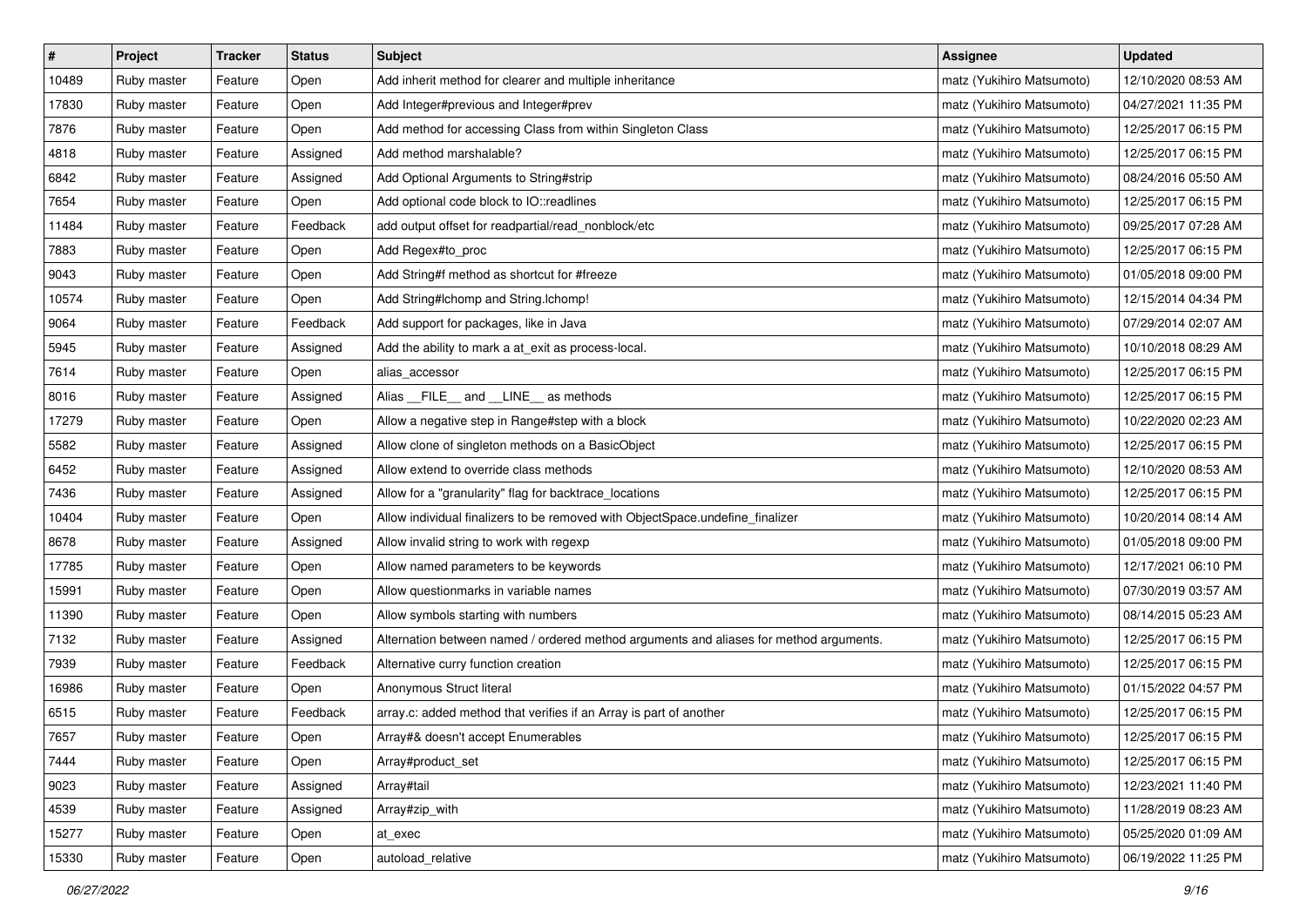| # | Project | Tracker | Status | Subject | Assignee | Updated |
|---|---|---|---|---|---|---|
| 10489 | Ruby master | Feature | Open | Add inherit method for clearer and multiple inheritance | matz (Yukihiro Matsumoto) | 12/10/2020 08:53 AM |
| 17830 | Ruby master | Feature | Open | Add Integer#previous and Integer#prev | matz (Yukihiro Matsumoto) | 04/27/2021 11:35 PM |
| 7876 | Ruby master | Feature | Open | Add method for accessing Class from within Singleton Class | matz (Yukihiro Matsumoto) | 12/25/2017 06:15 PM |
| 4818 | Ruby master | Feature | Assigned | Add method marshalable? | matz (Yukihiro Matsumoto) | 12/25/2017 06:15 PM |
| 6842 | Ruby master | Feature | Assigned | Add Optional Arguments to String#strip | matz (Yukihiro Matsumoto) | 08/24/2016 05:50 AM |
| 7654 | Ruby master | Feature | Open | Add optional code block to IO::readlines | matz (Yukihiro Matsumoto) | 12/25/2017 06:15 PM |
| 11484 | Ruby master | Feature | Feedback | add output offset for readpartial/read_nonblock/etc | matz (Yukihiro Matsumoto) | 09/25/2017 07:28 AM |
| 7883 | Ruby master | Feature | Open | Add Regex#to_proc | matz (Yukihiro Matsumoto) | 12/25/2017 06:15 PM |
| 9043 | Ruby master | Feature | Open | Add String#f method as shortcut for #freeze | matz (Yukihiro Matsumoto) | 01/05/2018 09:00 PM |
| 10574 | Ruby master | Feature | Open | Add String#lchomp and String.lchomp! | matz (Yukihiro Matsumoto) | 12/15/2014 04:34 PM |
| 9064 | Ruby master | Feature | Feedback | Add support for packages, like in Java | matz (Yukihiro Matsumoto) | 07/29/2014 02:07 AM |
| 5945 | Ruby master | Feature | Assigned | Add the ability to mark a at_exit as process-local. | matz (Yukihiro Matsumoto) | 10/10/2018 08:29 AM |
| 7614 | Ruby master | Feature | Open | alias_accessor | matz (Yukihiro Matsumoto) | 12/25/2017 06:15 PM |
| 8016 | Ruby master | Feature | Assigned | Alias __FILE__ and __LINE__ as methods | matz (Yukihiro Matsumoto) | 12/25/2017 06:15 PM |
| 17279 | Ruby master | Feature | Open | Allow a negative step in Range#step with a block | matz (Yukihiro Matsumoto) | 10/22/2020 02:23 AM |
| 5582 | Ruby master | Feature | Assigned | Allow clone of singleton methods on a BasicObject | matz (Yukihiro Matsumoto) | 12/25/2017 06:15 PM |
| 6452 | Ruby master | Feature | Assigned | Allow extend to override class methods | matz (Yukihiro Matsumoto) | 12/10/2020 08:53 AM |
| 7436 | Ruby master | Feature | Assigned | Allow for a "granularity" flag for backtrace_locations | matz (Yukihiro Matsumoto) | 12/25/2017 06:15 PM |
| 10404 | Ruby master | Feature | Open | Allow individual finalizers to be removed with ObjectSpace.undefine_finalizer | matz (Yukihiro Matsumoto) | 10/20/2014 08:14 AM |
| 8678 | Ruby master | Feature | Assigned | Allow invalid string to work with regexp | matz (Yukihiro Matsumoto) | 01/05/2018 09:00 PM |
| 17785 | Ruby master | Feature | Open | Allow named parameters to be keywords | matz (Yukihiro Matsumoto) | 12/17/2021 06:10 PM |
| 15991 | Ruby master | Feature | Open | Allow questionmarks in variable names | matz (Yukihiro Matsumoto) | 07/30/2019 03:57 AM |
| 11390 | Ruby master | Feature | Open | Allow symbols starting with numbers | matz (Yukihiro Matsumoto) | 08/14/2015 05:23 AM |
| 7132 | Ruby master | Feature | Assigned | Alternation between named / ordered method arguments and aliases for method arguments. | matz (Yukihiro Matsumoto) | 12/25/2017 06:15 PM |
| 7939 | Ruby master | Feature | Feedback | Alternative curry function creation | matz (Yukihiro Matsumoto) | 12/25/2017 06:15 PM |
| 16986 | Ruby master | Feature | Open | Anonymous Struct literal | matz (Yukihiro Matsumoto) | 01/15/2022 04:57 PM |
| 6515 | Ruby master | Feature | Feedback | array.c: added method that verifies if an Array is part of another | matz (Yukihiro Matsumoto) | 12/25/2017 06:15 PM |
| 7657 | Ruby master | Feature | Open | Array#& doesn't accept Enumerables | matz (Yukihiro Matsumoto) | 12/25/2017 06:15 PM |
| 7444 | Ruby master | Feature | Open | Array#product_set | matz (Yukihiro Matsumoto) | 12/25/2017 06:15 PM |
| 9023 | Ruby master | Feature | Assigned | Array#tail | matz (Yukihiro Matsumoto) | 12/23/2021 11:40 PM |
| 4539 | Ruby master | Feature | Assigned | Array#zip_with | matz (Yukihiro Matsumoto) | 11/28/2019 08:23 AM |
| 15277 | Ruby master | Feature | Open | at_exec | matz (Yukihiro Matsumoto) | 05/25/2020 01:09 AM |
| 15330 | Ruby master | Feature | Open | autoload_relative | matz (Yukihiro Matsumoto) | 06/19/2022 11:25 PM |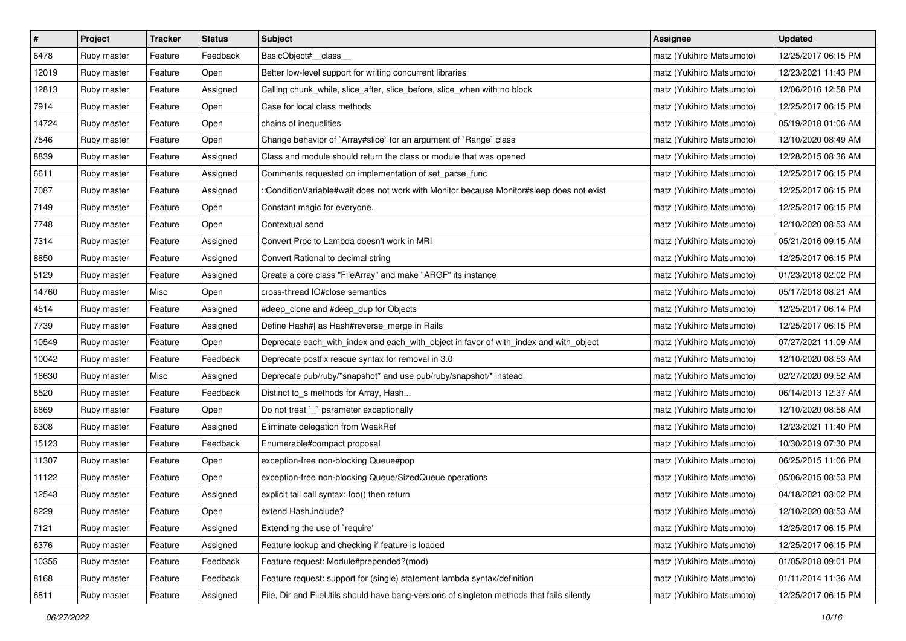| # | Project | Tracker | Status | Subject | Assignee | Updated |
|---|---|---|---|---|---|---|
| 6478 | Ruby master | Feature | Feedback | BasicObject#__class__ | matz (Yukihiro Matsumoto) | 12/25/2017 06:15 PM |
| 12019 | Ruby master | Feature | Open | Better low-level support for writing concurrent libraries | matz (Yukihiro Matsumoto) | 12/23/2021 11:43 PM |
| 12813 | Ruby master | Feature | Assigned | Calling chunk_while, slice_after, slice_before, slice_when with no block | matz (Yukihiro Matsumoto) | 12/06/2016 12:58 PM |
| 7914 | Ruby master | Feature | Open | Case for local class methods | matz (Yukihiro Matsumoto) | 12/25/2017 06:15 PM |
| 14724 | Ruby master | Feature | Open | chains of inequalities | matz (Yukihiro Matsumoto) | 05/19/2018 01:06 AM |
| 7546 | Ruby master | Feature | Open | Change behavior of `Array#slice` for an argument of `Range` class | matz (Yukihiro Matsumoto) | 12/10/2020 08:49 AM |
| 8839 | Ruby master | Feature | Assigned | Class and module should return the class or module that was opened | matz (Yukihiro Matsumoto) | 12/28/2015 08:36 AM |
| 6611 | Ruby master | Feature | Assigned | Comments requested on implementation of set_parse_func | matz (Yukihiro Matsumoto) | 12/25/2017 06:15 PM |
| 7087 | Ruby master | Feature | Assigned | ::ConditionVariable#wait does not work with Monitor because Monitor#sleep does not exist | matz (Yukihiro Matsumoto) | 12/25/2017 06:15 PM |
| 7149 | Ruby master | Feature | Open | Constant magic for everyone. | matz (Yukihiro Matsumoto) | 12/25/2017 06:15 PM |
| 7748 | Ruby master | Feature | Open | Contextual send | matz (Yukihiro Matsumoto) | 12/10/2020 08:53 AM |
| 7314 | Ruby master | Feature | Assigned | Convert Proc to Lambda doesn't work in MRI | matz (Yukihiro Matsumoto) | 05/21/2016 09:15 AM |
| 8850 | Ruby master | Feature | Assigned | Convert Rational to decimal string | matz (Yukihiro Matsumoto) | 12/25/2017 06:15 PM |
| 5129 | Ruby master | Feature | Assigned | Create a core class "FileArray" and make "ARGF" its instance | matz (Yukihiro Matsumoto) | 01/23/2018 02:02 PM |
| 14760 | Ruby master | Misc | Open | cross-thread IO#close semantics | matz (Yukihiro Matsumoto) | 05/17/2018 08:21 AM |
| 4514 | Ruby master | Feature | Assigned | #deep_clone and #deep_dup for Objects | matz (Yukihiro Matsumoto) | 12/25/2017 06:14 PM |
| 7739 | Ruby master | Feature | Assigned | Define Hash#\| as Hash#reverse_merge in Rails | matz (Yukihiro Matsumoto) | 12/25/2017 06:15 PM |
| 10549 | Ruby master | Feature | Open | Deprecate each_with_index and each_with_object in favor of with_index and with_object | matz (Yukihiro Matsumoto) | 07/27/2021 11:09 AM |
| 10042 | Ruby master | Feature | Feedback | Deprecate postfix rescue syntax for removal in 3.0 | matz (Yukihiro Matsumoto) | 12/10/2020 08:53 AM |
| 16630 | Ruby master | Misc | Assigned | Deprecate pub/ruby/*snapshot* and use pub/ruby/snapshot/* instead | matz (Yukihiro Matsumoto) | 02/27/2020 09:52 AM |
| 8520 | Ruby master | Feature | Feedback | Distinct to_s methods for Array, Hash... | matz (Yukihiro Matsumoto) | 06/14/2013 12:37 AM |
| 6869 | Ruby master | Feature | Open | Do not treat `_` parameter exceptionally | matz (Yukihiro Matsumoto) | 12/10/2020 08:58 AM |
| 6308 | Ruby master | Feature | Assigned | Eliminate delegation from WeakRef | matz (Yukihiro Matsumoto) | 12/23/2021 11:40 PM |
| 15123 | Ruby master | Feature | Feedback | Enumerable#compact proposal | matz (Yukihiro Matsumoto) | 10/30/2019 07:30 PM |
| 11307 | Ruby master | Feature | Open | exception-free non-blocking Queue#pop | matz (Yukihiro Matsumoto) | 06/25/2015 11:06 PM |
| 11122 | Ruby master | Feature | Open | exception-free non-blocking Queue/SizedQueue operations | matz (Yukihiro Matsumoto) | 05/06/2015 08:53 PM |
| 12543 | Ruby master | Feature | Assigned | explicit tail call syntax: foo() then return | matz (Yukihiro Matsumoto) | 04/18/2021 03:02 PM |
| 8229 | Ruby master | Feature | Open | extend Hash.include? | matz (Yukihiro Matsumoto) | 12/10/2020 08:53 AM |
| 7121 | Ruby master | Feature | Assigned | Extending the use of `require' | matz (Yukihiro Matsumoto) | 12/25/2017 06:15 PM |
| 6376 | Ruby master | Feature | Assigned | Feature lookup and checking if feature is loaded | matz (Yukihiro Matsumoto) | 12/25/2017 06:15 PM |
| 10355 | Ruby master | Feature | Feedback | Feature request: Module#prepended?(mod) | matz (Yukihiro Matsumoto) | 01/05/2018 09:01 PM |
| 8168 | Ruby master | Feature | Feedback | Feature request: support for (single) statement lambda syntax/definition | matz (Yukihiro Matsumoto) | 01/11/2014 11:36 AM |
| 6811 | Ruby master | Feature | Assigned | File, Dir and FileUtils should have bang-versions of singleton methods that fails silently | matz (Yukihiro Matsumoto) | 12/25/2017 06:15 PM |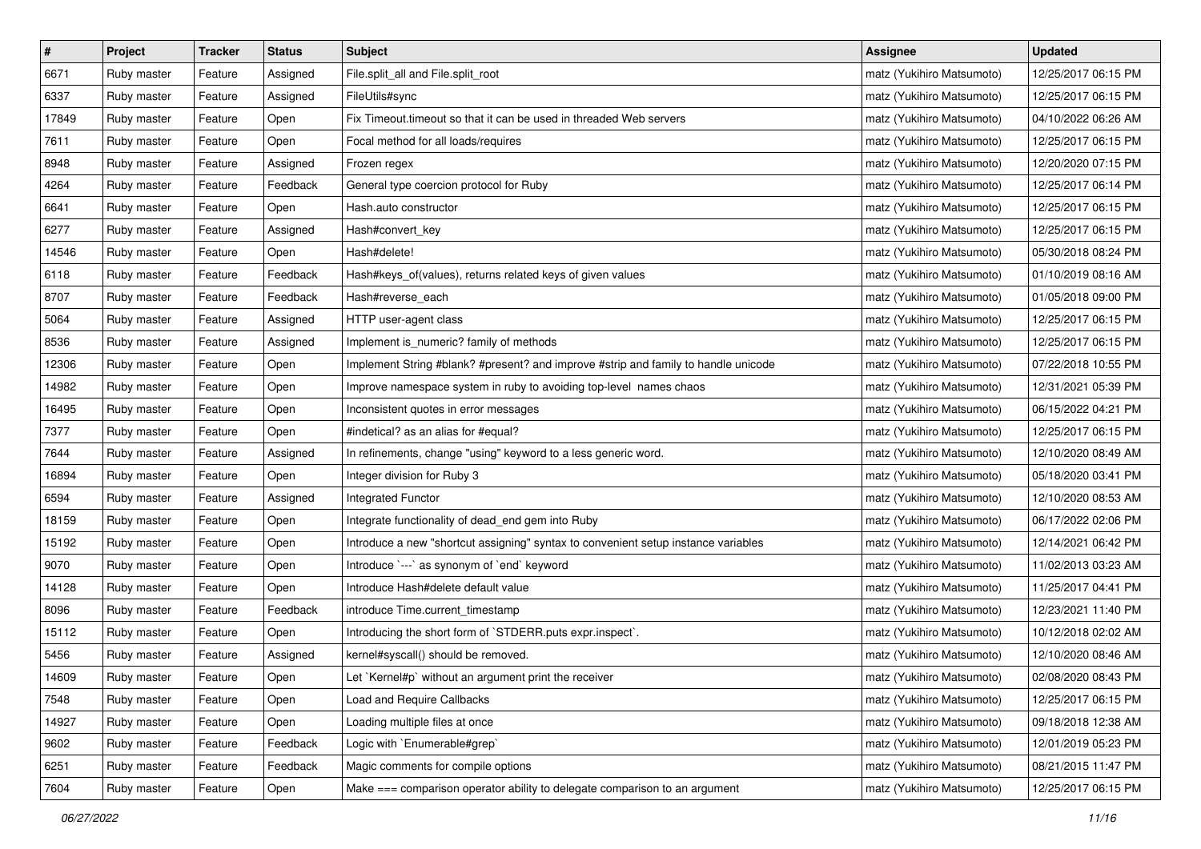| # | Project | Tracker | Status | Subject | Assignee | Updated |
| --- | --- | --- | --- | --- | --- | --- |
| 6671 | Ruby master | Feature | Assigned | File.split_all and File.split_root | matz (Yukihiro Matsumoto) | 12/25/2017 06:15 PM |
| 6337 | Ruby master | Feature | Assigned | FileUtils#sync | matz (Yukihiro Matsumoto) | 12/25/2017 06:15 PM |
| 17849 | Ruby master | Feature | Open | Fix Timeout.timeout so that it can be used in threaded Web servers | matz (Yukihiro Matsumoto) | 04/10/2022 06:26 AM |
| 7611 | Ruby master | Feature | Open | Focal method for all loads/requires | matz (Yukihiro Matsumoto) | 12/25/2017 06:15 PM |
| 8948 | Ruby master | Feature | Assigned | Frozen regex | matz (Yukihiro Matsumoto) | 12/20/2020 07:15 PM |
| 4264 | Ruby master | Feature | Feedback | General type coercion protocol for Ruby | matz (Yukihiro Matsumoto) | 12/25/2017 06:14 PM |
| 6641 | Ruby master | Feature | Open | Hash.auto constructor | matz (Yukihiro Matsumoto) | 12/25/2017 06:15 PM |
| 6277 | Ruby master | Feature | Assigned | Hash#convert_key | matz (Yukihiro Matsumoto) | 12/25/2017 06:15 PM |
| 14546 | Ruby master | Feature | Open | Hash#delete! | matz (Yukihiro Matsumoto) | 05/30/2018 08:24 PM |
| 6118 | Ruby master | Feature | Feedback | Hash#keys_of(values), returns related keys of given values | matz (Yukihiro Matsumoto) | 01/10/2019 08:16 AM |
| 8707 | Ruby master | Feature | Feedback | Hash#reverse_each | matz (Yukihiro Matsumoto) | 01/05/2018 09:00 PM |
| 5064 | Ruby master | Feature | Assigned | HTTP user-agent class | matz (Yukihiro Matsumoto) | 12/25/2017 06:15 PM |
| 8536 | Ruby master | Feature | Assigned | Implement is_numeric? family of methods | matz (Yukihiro Matsumoto) | 12/25/2017 06:15 PM |
| 12306 | Ruby master | Feature | Open | Implement String #blank? #present? and improve #strip and family to handle unicode | matz (Yukihiro Matsumoto) | 07/22/2018 10:55 PM |
| 14982 | Ruby master | Feature | Open | Improve namespace system in ruby to avoiding top-level names chaos | matz (Yukihiro Matsumoto) | 12/31/2021 05:39 PM |
| 16495 | Ruby master | Feature | Open | Inconsistent quotes in error messages | matz (Yukihiro Matsumoto) | 06/15/2022 04:21 PM |
| 7377 | Ruby master | Feature | Open | #indetical? as an alias for #equal? | matz (Yukihiro Matsumoto) | 12/25/2017 06:15 PM |
| 7644 | Ruby master | Feature | Assigned | In refinements, change "using" keyword to a less generic word. | matz (Yukihiro Matsumoto) | 12/10/2020 08:49 AM |
| 16894 | Ruby master | Feature | Open | Integer division for Ruby 3 | matz (Yukihiro Matsumoto) | 05/18/2020 03:41 PM |
| 6594 | Ruby master | Feature | Assigned | Integrated Functor | matz (Yukihiro Matsumoto) | 12/10/2020 08:53 AM |
| 18159 | Ruby master | Feature | Open | Integrate functionality of dead_end gem into Ruby | matz (Yukihiro Matsumoto) | 06/17/2022 02:06 PM |
| 15192 | Ruby master | Feature | Open | Introduce a new "shortcut assigning" syntax to convenient setup instance variables | matz (Yukihiro Matsumoto) | 12/14/2021 06:42 PM |
| 9070 | Ruby master | Feature | Open | Introduce `---` as synonym of `end` keyword | matz (Yukihiro Matsumoto) | 11/02/2013 03:23 AM |
| 14128 | Ruby master | Feature | Open | Introduce Hash#delete default value | matz (Yukihiro Matsumoto) | 11/25/2017 04:41 PM |
| 8096 | Ruby master | Feature | Feedback | introduce Time.current_timestamp | matz (Yukihiro Matsumoto) | 12/23/2021 11:40 PM |
| 15112 | Ruby master | Feature | Open | Introducing the short form of `STDERR.puts expr.inspect`. | matz (Yukihiro Matsumoto) | 10/12/2018 02:02 AM |
| 5456 | Ruby master | Feature | Assigned | kernel#syscall() should be removed. | matz (Yukihiro Matsumoto) | 12/10/2020 08:46 AM |
| 14609 | Ruby master | Feature | Open | Let `Kernel#p` without an argument print the receiver | matz (Yukihiro Matsumoto) | 02/08/2020 08:43 PM |
| 7548 | Ruby master | Feature | Open | Load and Require Callbacks | matz (Yukihiro Matsumoto) | 12/25/2017 06:15 PM |
| 14927 | Ruby master | Feature | Open | Loading multiple files at once | matz (Yukihiro Matsumoto) | 09/18/2018 12:38 AM |
| 9602 | Ruby master | Feature | Feedback | Logic with `Enumerable#grep` | matz (Yukihiro Matsumoto) | 12/01/2019 05:23 PM |
| 6251 | Ruby master | Feature | Feedback | Magic comments for compile options | matz (Yukihiro Matsumoto) | 08/21/2015 11:47 PM |
| 7604 | Ruby master | Feature | Open | Make === comparison operator ability to delegate comparison to an argument | matz (Yukihiro Matsumoto) | 12/25/2017 06:15 PM |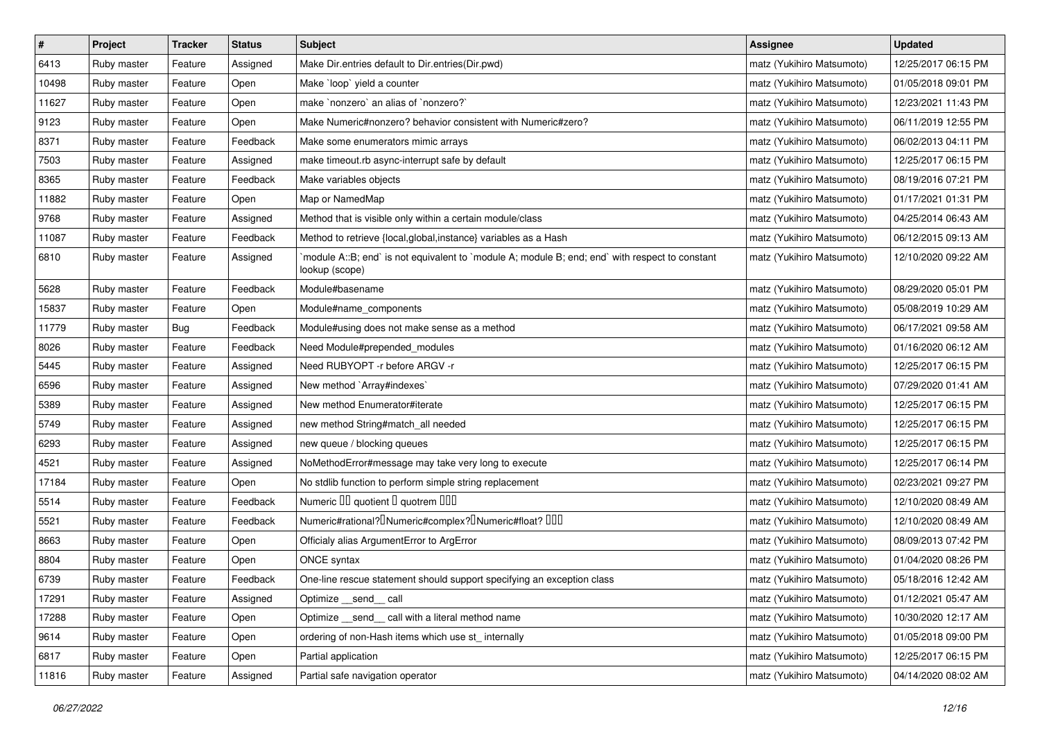| # | Project | Tracker | Status | Subject | Assignee | Updated |
|---|---|---|---|---|---|---|
| 6413 | Ruby master | Feature | Assigned | Make Dir.entries default to Dir.entries(Dir.pwd) | matz (Yukihiro Matsumoto) | 12/25/2017 06:15 PM |
| 10498 | Ruby master | Feature | Open | Make `loop` yield a counter | matz (Yukihiro Matsumoto) | 01/05/2018 09:01 PM |
| 11627 | Ruby master | Feature | Open | make `nonzero` an alias of `nonzero?` | matz (Yukihiro Matsumoto) | 12/23/2021 11:43 PM |
| 9123 | Ruby master | Feature | Open | Make Numeric#nonzero? behavior consistent with Numeric#zero? | matz (Yukihiro Matsumoto) | 06/11/2019 12:55 PM |
| 8371 | Ruby master | Feature | Feedback | Make some enumerators mimic arrays | matz (Yukihiro Matsumoto) | 06/02/2013 04:11 PM |
| 7503 | Ruby master | Feature | Assigned | make timeout.rb async-interrupt safe by default | matz (Yukihiro Matsumoto) | 12/25/2017 06:15 PM |
| 8365 | Ruby master | Feature | Feedback | Make variables objects | matz (Yukihiro Matsumoto) | 08/19/2016 07:21 PM |
| 11882 | Ruby master | Feature | Open | Map or NamedMap | matz (Yukihiro Matsumoto) | 01/17/2021 01:31 PM |
| 9768 | Ruby master | Feature | Assigned | Method that is visible only within a certain module/class | matz (Yukihiro Matsumoto) | 04/25/2014 06:43 AM |
| 11087 | Ruby master | Feature | Feedback | Method to retrieve {local,global,instance} variables as a Hash | matz (Yukihiro Matsumoto) | 06/12/2015 09:13 AM |
| 6810 | Ruby master | Feature | Assigned | `module A::B; end` is not equivalent to `module A; module B; end; end` with respect to constant lookup (scope) | matz (Yukihiro Matsumoto) | 12/10/2020 09:22 AM |
| 5628 | Ruby master | Feature | Feedback | Module#basename | matz (Yukihiro Matsumoto) | 08/29/2020 05:01 PM |
| 15837 | Ruby master | Feature | Open | Module#name_components | matz (Yukihiro Matsumoto) | 05/08/2019 10:29 AM |
| 11779 | Ruby master | Bug | Feedback | Module#using does not make sense as a method | matz (Yukihiro Matsumoto) | 06/17/2021 09:58 AM |
| 8026 | Ruby master | Feature | Feedback | Need Module#prepended_modules | matz (Yukihiro Matsumoto) | 01/16/2020 06:12 AM |
| 5445 | Ruby master | Feature | Assigned | Need RUBYOPT -r before ARGV -r | matz (Yukihiro Matsumoto) | 12/25/2017 06:15 PM |
| 6596 | Ruby master | Feature | Assigned | New method `Array#indexes` | matz (Yukihiro Matsumoto) | 07/29/2020 01:41 AM |
| 5389 | Ruby master | Feature | Assigned | New method Enumerator#iterate | matz (Yukihiro Matsumoto) | 12/25/2017 06:15 PM |
| 5749 | Ruby master | Feature | Assigned | new method String#match_all needed | matz (Yukihiro Matsumoto) | 12/25/2017 06:15 PM |
| 6293 | Ruby master | Feature | Assigned | new queue / blocking queues | matz (Yukihiro Matsumoto) | 12/25/2017 06:15 PM |
| 4521 | Ruby master | Feature | Assigned | NoMethodError#message may take very long to execute | matz (Yukihiro Matsumoto) | 12/25/2017 06:14 PM |
| 17184 | Ruby master | Feature | Open | No stdlib function to perform simple string replacement | matz (Yukihiro Matsumoto) | 02/23/2021 09:27 PM |
| 5514 | Ruby master | Feature | Feedback | Numeric □□ quotient □ quotrem □□□ | matz (Yukihiro Matsumoto) | 12/10/2020 08:49 AM |
| 5521 | Ruby master | Feature | Feedback | Numeric#rational?□Numeric#complex?□Numeric#float? □□□ | matz (Yukihiro Matsumoto) | 12/10/2020 08:49 AM |
| 8663 | Ruby master | Feature | Open | Officialy alias ArgumentError to ArgError | matz (Yukihiro Matsumoto) | 08/09/2013 07:42 PM |
| 8804 | Ruby master | Feature | Open | ONCE syntax | matz (Yukihiro Matsumoto) | 01/04/2020 08:26 PM |
| 6739 | Ruby master | Feature | Feedback | One-line rescue statement should support specifying an exception class | matz (Yukihiro Matsumoto) | 05/18/2016 12:42 AM |
| 17291 | Ruby master | Feature | Assigned | Optimize __send__ call | matz (Yukihiro Matsumoto) | 01/12/2021 05:47 AM |
| 17288 | Ruby master | Feature | Open | Optimize __send__ call with a literal method name | matz (Yukihiro Matsumoto) | 10/30/2020 12:17 AM |
| 9614 | Ruby master | Feature | Open | ordering of non-Hash items which use st_ internally | matz (Yukihiro Matsumoto) | 01/05/2018 09:00 PM |
| 6817 | Ruby master | Feature | Open | Partial application | matz (Yukihiro Matsumoto) | 12/25/2017 06:15 PM |
| 11816 | Ruby master | Feature | Assigned | Partial safe navigation operator | matz (Yukihiro Matsumoto) | 04/14/2020 08:02 AM |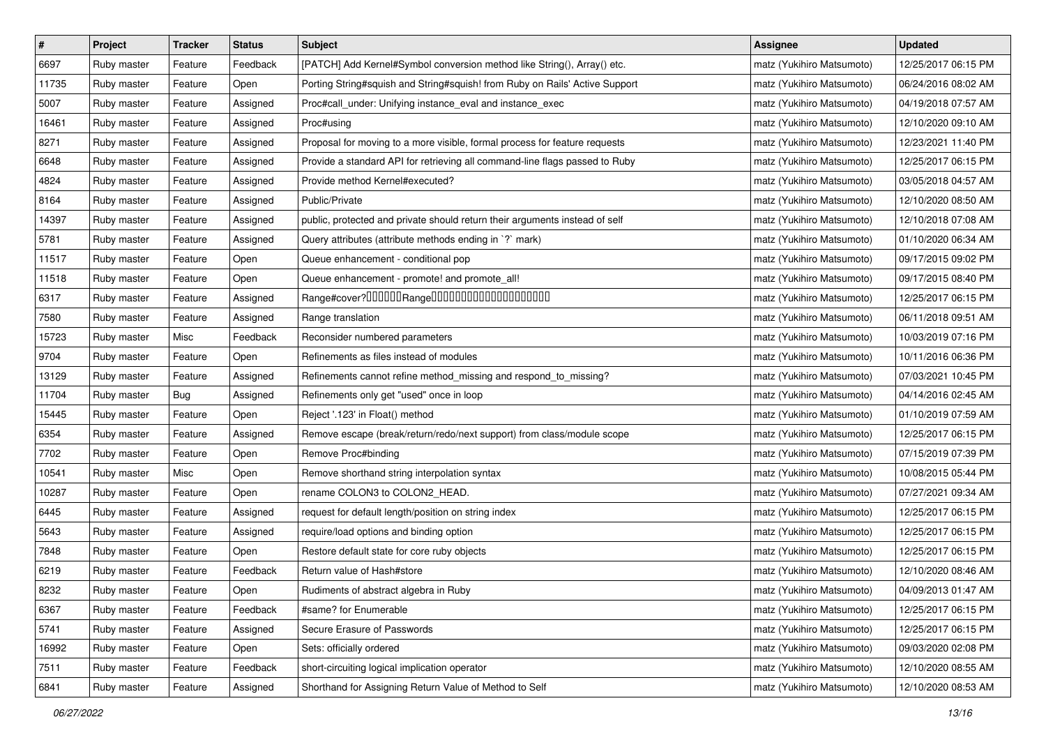| # | Project | Tracker | Status | Subject | Assignee | Updated |
|---|---|---|---|---|---|---|
| 6697 | Ruby master | Feature | Feedback | [PATCH] Add Kernel#Symbol conversion method like String(), Array() etc. | matz (Yukihiro Matsumoto) | 12/25/2017 06:15 PM |
| 11735 | Ruby master | Feature | Open | Porting String#squish and String#squish! from Ruby on Rails' Active Support | matz (Yukihiro Matsumoto) | 06/24/2016 08:02 AM |
| 5007 | Ruby master | Feature | Assigned | Proc#call_under: Unifying instance_eval and instance_exec | matz (Yukihiro Matsumoto) | 04/19/2018 07:57 AM |
| 16461 | Ruby master | Feature | Assigned | Proc#using | matz (Yukihiro Matsumoto) | 12/10/2020 09:10 AM |
| 8271 | Ruby master | Feature | Assigned | Proposal for moving to a more visible, formal process for feature requests | matz (Yukihiro Matsumoto) | 12/23/2021 11:40 PM |
| 6648 | Ruby master | Feature | Assigned | Provide a standard API for retrieving all command-line flags passed to Ruby | matz (Yukihiro Matsumoto) | 12/25/2017 06:15 PM |
| 4824 | Ruby master | Feature | Assigned | Provide method Kernel#executed? | matz (Yukihiro Matsumoto) | 03/05/2018 04:57 AM |
| 8164 | Ruby master | Feature | Assigned | Public/Private | matz (Yukihiro Matsumoto) | 12/10/2020 08:50 AM |
| 14397 | Ruby master | Feature | Assigned | public, protected and private should return their arguments instead of self | matz (Yukihiro Matsumoto) | 12/10/2018 07:08 AM |
| 5781 | Ruby master | Feature | Assigned | Query attributes (attribute methods ending in `?` mark) | matz (Yukihiro Matsumoto) | 01/10/2020 06:34 AM |
| 11517 | Ruby master | Feature | Open | Queue enhancement - conditional pop | matz (Yukihiro Matsumoto) | 09/17/2015 09:02 PM |
| 11518 | Ruby master | Feature | Open | Queue enhancement - promote! and promote_all! | matz (Yukihiro Matsumoto) | 09/17/2015 08:40 PM |
| 6317 | Ruby master | Feature | Assigned | Range#cover?□□□□□□Range□□□□□□□□□□□□□□□□□□□□ | matz (Yukihiro Matsumoto) | 12/25/2017 06:15 PM |
| 7580 | Ruby master | Feature | Assigned | Range translation | matz (Yukihiro Matsumoto) | 06/11/2018 09:51 AM |
| 15723 | Ruby master | Misc | Feedback | Reconsider numbered parameters | matz (Yukihiro Matsumoto) | 10/03/2019 07:16 PM |
| 9704 | Ruby master | Feature | Open | Refinements as files instead of modules | matz (Yukihiro Matsumoto) | 10/11/2016 06:36 PM |
| 13129 | Ruby master | Feature | Assigned | Refinements cannot refine method_missing and respond_to_missing? | matz (Yukihiro Matsumoto) | 07/03/2021 10:45 PM |
| 11704 | Ruby master | Bug | Assigned | Refinements only get "used" once in loop | matz (Yukihiro Matsumoto) | 04/14/2016 02:45 AM |
| 15445 | Ruby master | Feature | Open | Reject '.123' in Float() method | matz (Yukihiro Matsumoto) | 01/10/2019 07:59 AM |
| 6354 | Ruby master | Feature | Assigned | Remove escape (break/return/redo/next support) from class/module scope | matz (Yukihiro Matsumoto) | 12/25/2017 06:15 PM |
| 7702 | Ruby master | Feature | Open | Remove Proc#binding | matz (Yukihiro Matsumoto) | 07/15/2019 07:39 PM |
| 10541 | Ruby master | Misc | Open | Remove shorthand string interpolation syntax | matz (Yukihiro Matsumoto) | 10/08/2015 05:44 PM |
| 10287 | Ruby master | Feature | Open | rename COLON3 to COLON2_HEAD. | matz (Yukihiro Matsumoto) | 07/27/2021 09:34 AM |
| 6445 | Ruby master | Feature | Assigned | request for default length/position on string index | matz (Yukihiro Matsumoto) | 12/25/2017 06:15 PM |
| 5643 | Ruby master | Feature | Assigned | require/load options and binding option | matz (Yukihiro Matsumoto) | 12/25/2017 06:15 PM |
| 7848 | Ruby master | Feature | Open | Restore default state for core ruby objects | matz (Yukihiro Matsumoto) | 12/25/2017 06:15 PM |
| 6219 | Ruby master | Feature | Feedback | Return value of Hash#store | matz (Yukihiro Matsumoto) | 12/10/2020 08:46 AM |
| 8232 | Ruby master | Feature | Open | Rudiments of abstract algebra in Ruby | matz (Yukihiro Matsumoto) | 04/09/2013 01:47 AM |
| 6367 | Ruby master | Feature | Feedback | #same? for Enumerable | matz (Yukihiro Matsumoto) | 12/25/2017 06:15 PM |
| 5741 | Ruby master | Feature | Assigned | Secure Erasure of Passwords | matz (Yukihiro Matsumoto) | 12/25/2017 06:15 PM |
| 16992 | Ruby master | Feature | Open | Sets: officially ordered | matz (Yukihiro Matsumoto) | 09/03/2020 02:08 PM |
| 7511 | Ruby master | Feature | Feedback | short-circuiting logical implication operator | matz (Yukihiro Matsumoto) | 12/10/2020 08:55 AM |
| 6841 | Ruby master | Feature | Assigned | Shorthand for Assigning Return Value of Method to Self | matz (Yukihiro Matsumoto) | 12/10/2020 08:53 AM |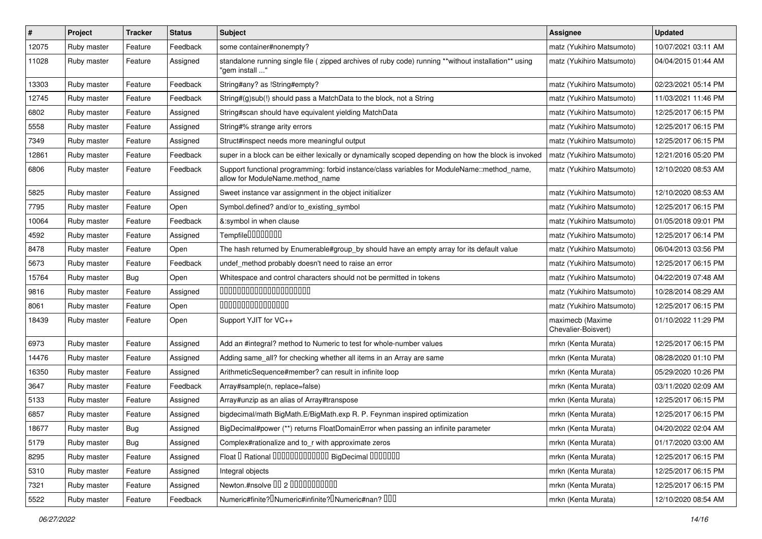| # | Project | Tracker | Status | Subject | Assignee | Updated |
| --- | --- | --- | --- | --- | --- | --- |
| 12075 | Ruby master | Feature | Feedback | some container#nonempty? | matz (Yukihiro Matsumoto) | 10/07/2021 03:11 AM |
| 11028 | Ruby master | Feature | Assigned | standalone running single file ( zipped archives of ruby code) running **without installation** using "gem install ..." | matz (Yukihiro Matsumoto) | 04/04/2015 01:44 AM |
| 13303 | Ruby master | Feature | Feedback | String#any? as !String#empty? | matz (Yukihiro Matsumoto) | 02/23/2021 05:14 PM |
| 12745 | Ruby master | Feature | Feedback | String#(g)sub(!) should pass a MatchData to the block, not a String | matz (Yukihiro Matsumoto) | 11/03/2021 11:46 PM |
| 6802 | Ruby master | Feature | Assigned | String#scan should have equivalent yielding MatchData | matz (Yukihiro Matsumoto) | 12/25/2017 06:15 PM |
| 5558 | Ruby master | Feature | Assigned | String#% strange arity errors | matz (Yukihiro Matsumoto) | 12/25/2017 06:15 PM |
| 7349 | Ruby master | Feature | Assigned | Struct#inspect needs more meaningful output | matz (Yukihiro Matsumoto) | 12/25/2017 06:15 PM |
| 12861 | Ruby master | Feature | Feedback | super in a block can be either lexically or dynamically scoped depending on how the block is invoked | matz (Yukihiro Matsumoto) | 12/21/2016 05:20 PM |
| 6806 | Ruby master | Feature | Feedback | Support functional programming: forbid instance/class variables for ModuleName::method_name, allow for ModuleName.method_name | matz (Yukihiro Matsumoto) | 12/10/2020 08:53 AM |
| 5825 | Ruby master | Feature | Assigned | Sweet instance var assignment in the object initializer | matz (Yukihiro Matsumoto) | 12/10/2020 08:53 AM |
| 7795 | Ruby master | Feature | Open | Symbol.defined? and/or to_existing_symbol | matz (Yukihiro Matsumoto) | 12/25/2017 06:15 PM |
| 10064 | Ruby master | Feature | Feedback | &:symbol in when clause | matz (Yukihiro Matsumoto) | 01/05/2018 09:01 PM |
| 4592 | Ruby master | Feature | Assigned | Tempfile□□□□□□□□ | matz (Yukihiro Matsumoto) | 12/25/2017 06:14 PM |
| 8478 | Ruby master | Feature | Open | The hash returned by Enumerable#group_by should have an empty array for its default value | matz (Yukihiro Matsumoto) | 06/04/2013 03:56 PM |
| 5673 | Ruby master | Feature | Feedback | undef_method probably doesn't need to raise an error | matz (Yukihiro Matsumoto) | 12/25/2017 06:15 PM |
| 15764 | Ruby master | Bug | Open | Whitespace and control characters should not be permitted in tokens | matz (Yukihiro Matsumoto) | 04/22/2019 07:48 AM |
| 9816 | Ruby master | Feature | Assigned | □□□□□□□□□□□□□□□□□□□□□□ | matz (Yukihiro Matsumoto) | 10/28/2014 08:29 AM |
| 8061 | Ruby master | Feature | Open | □□□□□□□□□□□□□□□□ | matz (Yukihiro Matsumoto) | 12/25/2017 06:15 PM |
| 18439 | Ruby master | Feature | Open | Support YJIT for VC++ | maximecb (Maxime Chevalier-Boisvert) | 01/10/2022 11:29 PM |
| 6973 | Ruby master | Feature | Assigned | Add an #integral? method to Numeric to test for whole-number values | mrkn (Kenta Murata) | 12/25/2017 06:15 PM |
| 14476 | Ruby master | Feature | Assigned | Adding same_all? for checking whether all items in an Array are same | mrkn (Kenta Murata) | 08/28/2020 01:10 PM |
| 16350 | Ruby master | Feature | Assigned | ArithmeticSequence#member? can result in infinite loop | mrkn (Kenta Murata) | 05/29/2020 10:26 PM |
| 3647 | Ruby master | Feature | Feedback | Array#sample(n, replace=false) | mrkn (Kenta Murata) | 03/11/2020 02:09 AM |
| 5133 | Ruby master | Feature | Assigned | Array#unzip as an alias of Array#transpose | mrkn (Kenta Murata) | 12/25/2017 06:15 PM |
| 6857 | Ruby master | Feature | Assigned | bigdecimal/math BigMath.E/BigMath.exp R. P. Feynman inspired optimization | mrkn (Kenta Murata) | 12/25/2017 06:15 PM |
| 18677 | Ruby master | Bug | Assigned | BigDecimal#power (**) returns FloatDomainError when passing an infinite parameter | mrkn (Kenta Murata) | 04/20/2022 02:04 AM |
| 5179 | Ruby master | Bug | Assigned | Complex#rationalize and to_r with approximate zeros | mrkn (Kenta Murata) | 01/17/2020 03:00 AM |
| 8295 | Ruby master | Feature | Assigned | Float □ Rational □□□□□□□□□□□□□ BigDecimal □□□□□□□ | mrkn (Kenta Murata) | 12/25/2017 06:15 PM |
| 5310 | Ruby master | Feature | Assigned | Integral objects | mrkn (Kenta Murata) | 12/25/2017 06:15 PM |
| 7321 | Ruby master | Feature | Assigned | Newton.#nsolve □□ 2 □□□□□□□□□□□ | mrkn (Kenta Murata) | 12/25/2017 06:15 PM |
| 5522 | Ruby master | Feature | Feedback | Numeric#finite?□Numeric#infinite?□Numeric#nan? □□□ | mrkn (Kenta Murata) | 12/10/2020 08:54 AM |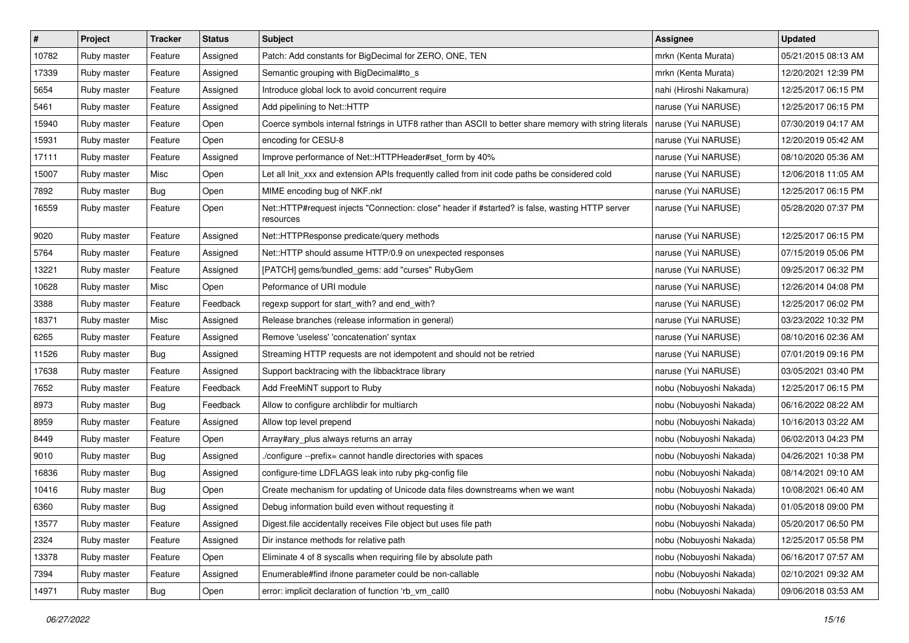| # | Project | Tracker | Status | Subject | Assignee | Updated |
|---|---|---|---|---|---|---|
| 10782 | Ruby master | Feature | Assigned | Patch: Add constants for BigDecimal for ZERO, ONE, TEN | mrkn (Kenta Murata) | 05/21/2015 08:13 AM |
| 17339 | Ruby master | Feature | Assigned | Semantic grouping with BigDecimal#to_s | mrkn (Kenta Murata) | 12/20/2021 12:39 PM |
| 5654 | Ruby master | Feature | Assigned | Introduce global lock to avoid concurrent require | nahi (Hiroshi Nakamura) | 12/25/2017 06:15 PM |
| 5461 | Ruby master | Feature | Assigned | Add pipelining to Net::HTTP | naruse (Yui NARUSE) | 12/25/2017 06:15 PM |
| 15940 | Ruby master | Feature | Open | Coerce symbols internal fstrings in UTF8 rather than ASCII to better share memory with string literals | naruse (Yui NARUSE) | 07/30/2019 04:17 AM |
| 15931 | Ruby master | Feature | Open | encoding for CESU-8 | naruse (Yui NARUSE) | 12/20/2019 05:42 AM |
| 17111 | Ruby master | Feature | Assigned | Improve performance of Net::HTTPHeader#set_form by 40% | naruse (Yui NARUSE) | 08/10/2020 05:36 AM |
| 15007 | Ruby master | Misc | Open | Let all Init_xxx and extension APIs frequently called from init code paths be considered cold | naruse (Yui NARUSE) | 12/06/2018 11:05 AM |
| 7892 | Ruby master | Bug | Open | MIME encoding bug of NKF.nkf | naruse (Yui NARUSE) | 12/25/2017 06:15 PM |
| 16559 | Ruby master | Feature | Open | Net::HTTP#request injects "Connection: close" header if #started? is false, wasting HTTP server resources | naruse (Yui NARUSE) | 05/28/2020 07:37 PM |
| 9020 | Ruby master | Feature | Assigned | Net::HTTPResponse predicate/query methods | naruse (Yui NARUSE) | 12/25/2017 06:15 PM |
| 5764 | Ruby master | Feature | Assigned | Net::HTTP should assume HTTP/0.9 on unexpected responses | naruse (Yui NARUSE) | 07/15/2019 05:06 PM |
| 13221 | Ruby master | Feature | Assigned | [PATCH] gems/bundled_gems: add "curses" RubyGem | naruse (Yui NARUSE) | 09/25/2017 06:32 PM |
| 10628 | Ruby master | Misc | Open | Peformance of URI module | naruse (Yui NARUSE) | 12/26/2014 04:08 PM |
| 3388 | Ruby master | Feature | Feedback | regexp support for start_with? and end_with? | naruse (Yui NARUSE) | 12/25/2017 06:02 PM |
| 18371 | Ruby master | Misc | Assigned | Release branches (release information in general) | naruse (Yui NARUSE) | 03/23/2022 10:32 PM |
| 6265 | Ruby master | Feature | Assigned | Remove 'useless' 'concatenation' syntax | naruse (Yui NARUSE) | 08/10/2016 02:36 AM |
| 11526 | Ruby master | Bug | Assigned | Streaming HTTP requests are not idempotent and should not be retried | naruse (Yui NARUSE) | 07/01/2019 09:16 PM |
| 17638 | Ruby master | Feature | Assigned | Support backtracing with the libbacktrace library | naruse (Yui NARUSE) | 03/05/2021 03:40 PM |
| 7652 | Ruby master | Feature | Feedback | Add FreeMiNT support to Ruby | nobu (Nobuyoshi Nakada) | 12/25/2017 06:15 PM |
| 8973 | Ruby master | Bug | Feedback | Allow to configure archlibdir for multiarch | nobu (Nobuyoshi Nakada) | 06/16/2022 08:22 AM |
| 8959 | Ruby master | Feature | Assigned | Allow top level prepend | nobu (Nobuyoshi Nakada) | 10/16/2013 03:22 AM |
| 8449 | Ruby master | Feature | Open | Array#ary_plus always returns an array | nobu (Nobuyoshi Nakada) | 06/02/2013 04:23 PM |
| 9010 | Ruby master | Bug | Assigned | ./configure --prefix= cannot handle directories with spaces | nobu (Nobuyoshi Nakada) | 04/26/2021 10:38 PM |
| 16836 | Ruby master | Bug | Assigned | configure-time LDFLAGS leak into ruby pkg-config file | nobu (Nobuyoshi Nakada) | 08/14/2021 09:10 AM |
| 10416 | Ruby master | Bug | Open | Create mechanism for updating of Unicode data files downstreams when we want | nobu (Nobuyoshi Nakada) | 10/08/2021 06:40 AM |
| 6360 | Ruby master | Bug | Assigned | Debug information build even without requesting it | nobu (Nobuyoshi Nakada) | 01/05/2018 09:00 PM |
| 13577 | Ruby master | Feature | Assigned | Digest.file accidentally receives File object but uses file path | nobu (Nobuyoshi Nakada) | 05/20/2017 06:50 PM |
| 2324 | Ruby master | Feature | Assigned | Dir instance methods for relative path | nobu (Nobuyoshi Nakada) | 12/25/2017 05:58 PM |
| 13378 | Ruby master | Feature | Open | Eliminate 4 of 8 syscalls when requiring file by absolute path | nobu (Nobuyoshi Nakada) | 06/16/2017 07:57 AM |
| 7394 | Ruby master | Feature | Assigned | Enumerable#find ifnone parameter could be non-callable | nobu (Nobuyoshi Nakada) | 02/10/2021 09:32 AM |
| 14971 | Ruby master | Bug | Open | error: implicit declaration of function 'rb_vm_call0 | nobu (Nobuyoshi Nakada) | 09/06/2018 03:53 AM |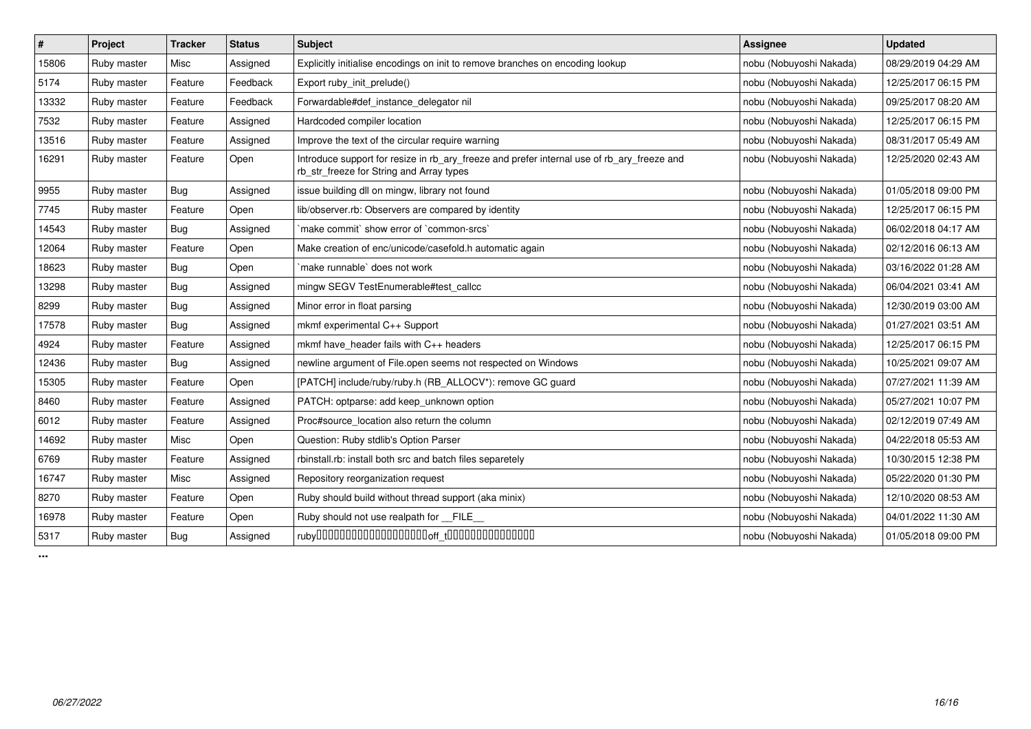| # | Project | Tracker | Status | Subject | Assignee | Updated |
|---|---|---|---|---|---|---|
| 15806 | Ruby master | Misc | Assigned | Explicitly initialise encodings on init to remove branches on encoding lookup | nobu (Nobuyoshi Nakada) | 08/29/2019 04:29 AM |
| 5174 | Ruby master | Feature | Feedback | Export ruby_init_prelude() | nobu (Nobuyoshi Nakada) | 12/25/2017 06:15 PM |
| 13332 | Ruby master | Feature | Feedback | Forwardable#def_instance_delegator nil | nobu (Nobuyoshi Nakada) | 09/25/2017 08:20 AM |
| 7532 | Ruby master | Feature | Assigned | Hardcoded compiler location | nobu (Nobuyoshi Nakada) | 12/25/2017 06:15 PM |
| 13516 | Ruby master | Feature | Assigned | Improve the text of the circular require warning | nobu (Nobuyoshi Nakada) | 08/31/2017 05:49 AM |
| 16291 | Ruby master | Feature | Open | Introduce support for resize in rb_ary_freeze and prefer internal use of rb_ary_freeze and rb_str_freeze for String and Array types | nobu (Nobuyoshi Nakada) | 12/25/2020 02:43 AM |
| 9955 | Ruby master | Bug | Assigned | issue building dll on mingw, library not found | nobu (Nobuyoshi Nakada) | 01/05/2018 09:00 PM |
| 7745 | Ruby master | Feature | Open | lib/observer.rb: Observers are compared by identity | nobu (Nobuyoshi Nakada) | 12/25/2017 06:15 PM |
| 14543 | Ruby master | Bug | Assigned | `make commit` show error of `common-srcs` | nobu (Nobuyoshi Nakada) | 06/02/2018 04:17 AM |
| 12064 | Ruby master | Feature | Open | Make creation of enc/unicode/casefold.h automatic again | nobu (Nobuyoshi Nakada) | 02/12/2016 06:13 AM |
| 18623 | Ruby master | Bug | Open | `make runnable` does not work | nobu (Nobuyoshi Nakada) | 03/16/2022 01:28 AM |
| 13298 | Ruby master | Bug | Assigned | mingw SEGV TestEnumerable#test_callcc | nobu (Nobuyoshi Nakada) | 06/04/2021 03:41 AM |
| 8299 | Ruby master | Bug | Assigned | Minor error in float parsing | nobu (Nobuyoshi Nakada) | 12/30/2019 03:00 AM |
| 17578 | Ruby master | Bug | Assigned | mkmf experimental C++ Support | nobu (Nobuyoshi Nakada) | 01/27/2021 03:51 AM |
| 4924 | Ruby master | Feature | Assigned | mkmf have_header fails with C++ headers | nobu (Nobuyoshi Nakada) | 12/25/2017 06:15 PM |
| 12436 | Ruby master | Bug | Assigned | newline argument of File.open seems not respected on Windows | nobu (Nobuyoshi Nakada) | 10/25/2021 09:07 AM |
| 15305 | Ruby master | Feature | Open | [PATCH] include/ruby/ruby.h (RB_ALLOCV*): remove GC guard | nobu (Nobuyoshi Nakada) | 07/27/2021 11:39 AM |
| 8460 | Ruby master | Feature | Assigned | PATCH: optparse: add keep_unknown option | nobu (Nobuyoshi Nakada) | 05/27/2021 10:07 PM |
| 6012 | Ruby master | Feature | Assigned | Proc#source_location also return the column | nobu (Nobuyoshi Nakada) | 02/12/2019 07:49 AM |
| 14692 | Ruby master | Misc | Open | Question: Ruby stdlib's Option Parser | nobu (Nobuyoshi Nakada) | 04/22/2018 05:53 AM |
| 6769 | Ruby master | Feature | Assigned | rbinstall.rb: install both src and batch files separetely | nobu (Nobuyoshi Nakada) | 10/30/2015 12:38 PM |
| 16747 | Ruby master | Misc | Assigned | Repository reorganization request | nobu (Nobuyoshi Nakada) | 05/22/2020 01:30 PM |
| 8270 | Ruby master | Feature | Open | Ruby should build without thread support (aka minix) | nobu (Nobuyoshi Nakada) | 12/10/2020 08:53 AM |
| 16978 | Ruby master | Feature | Open | Ruby should not use realpath for __FILE__ | nobu (Nobuyoshi Nakada) | 04/01/2022 11:30 AM |
| 5317 | Ruby master | Bug | Assigned | ruby����������������������off_t���������������� | nobu (Nobuyoshi Nakada) | 01/05/2018 09:00 PM |

...